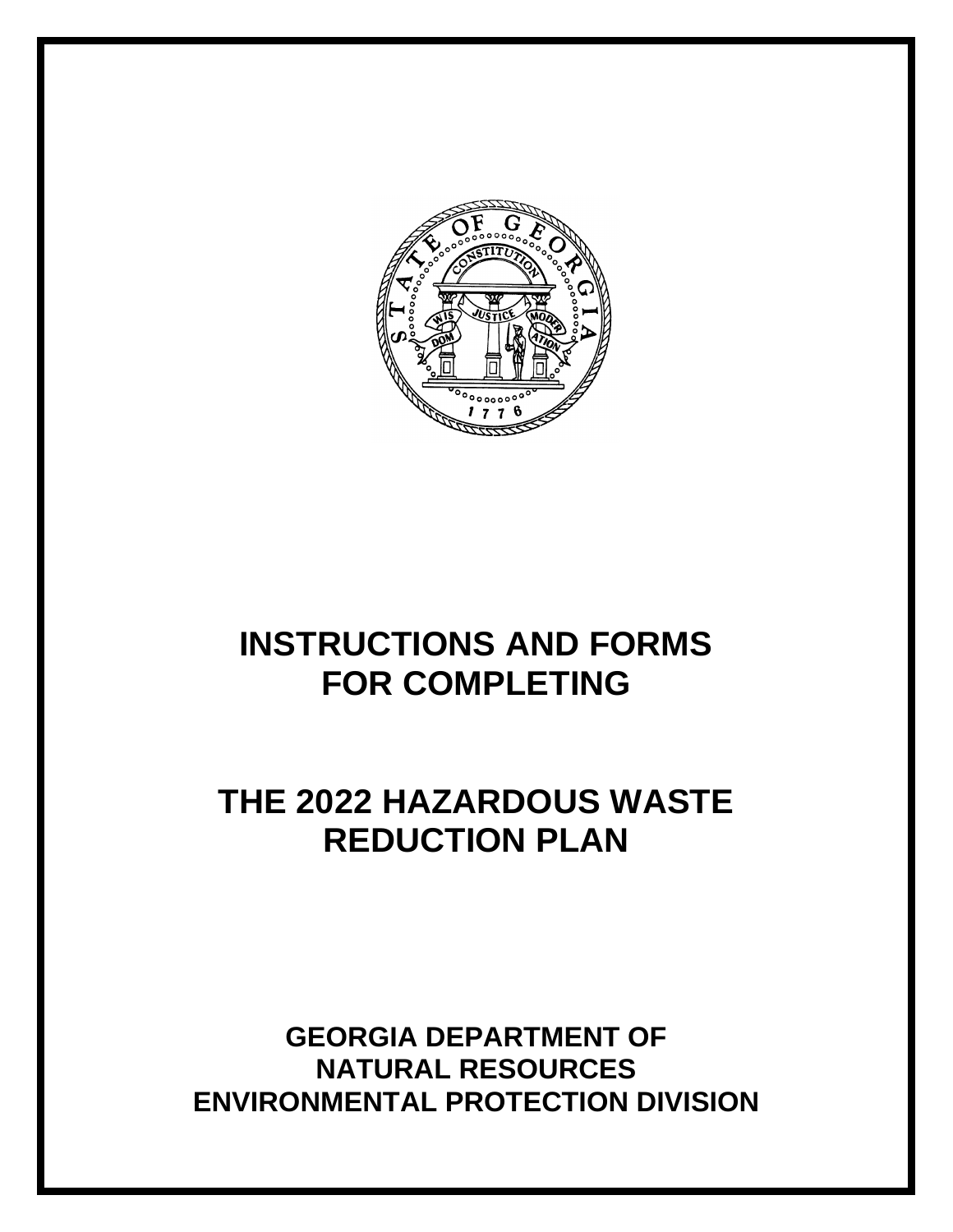# INSTRUCTIONS AND FORMS FOR COMPLETING

# THE 2022 HAZARDOUS WASTE REDUCTION PLAN

**GEORGIA DEPARTMENT OF NATURAL RESOURCES ENVIRONMENTAL PROTECTION DIVISION**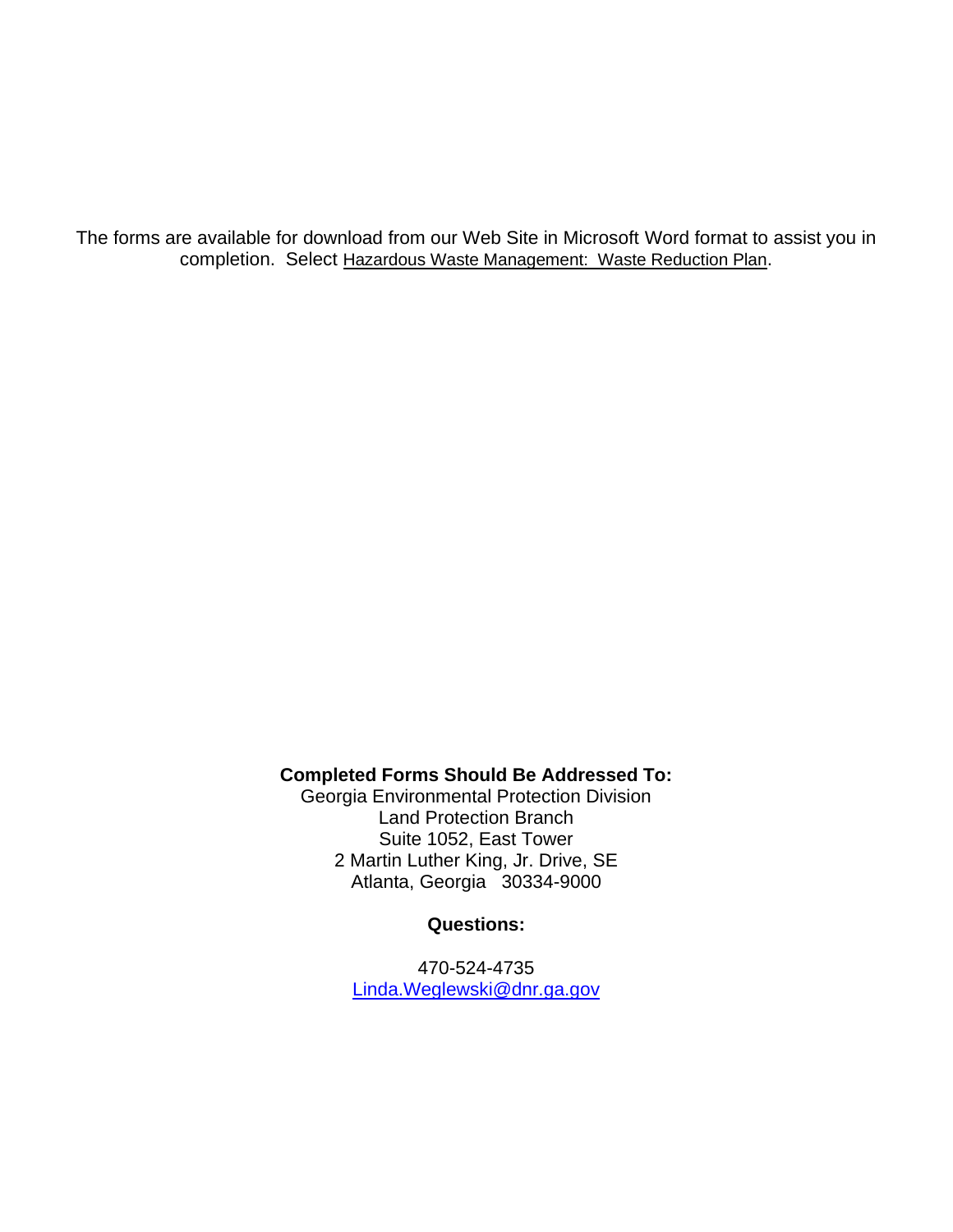The forms are available for download from our Web Site in Microsoft Word format to assist you in completion. Select Hazardous Waste Management: Waste Reduction Plan.

**Completed Forms Should Be Addressed To:**

Georgia Environmental Protection Division
Land Protection Branch
Suite 1052, East Tower
2 Martin Luther King, Jr. Drive, SE
Atlanta, Georgia 30334-9000

**Questions:**

470-524-4735
Linda.Weglewski@dnr.ga.gov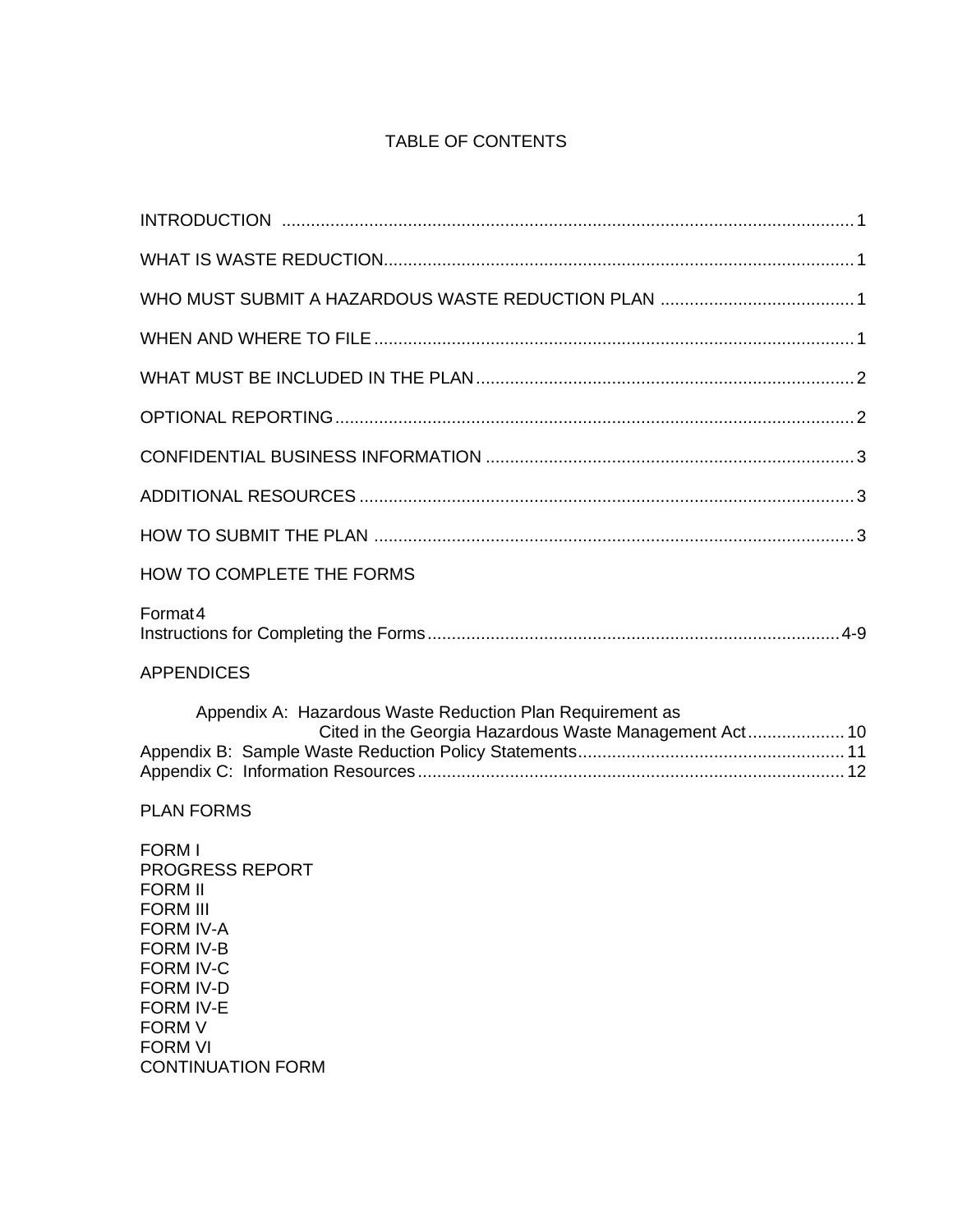# TABLE OF CONTENTS

INTRODUCTION ..................................................................................................................... 1

WHAT IS WASTE REDUCTION................................................................................................ 1

WHO MUST SUBMIT A HAZARDOUS WASTE REDUCTION PLAN ........................................ 1

WHEN AND WHERE TO FILE .................................................................................................. 1

WHAT MUST BE INCLUDED IN THE PLAN ............................................................................. 2

OPTIONAL REPORTING .......................................................................................................... 2

CONFIDENTIAL BUSINESS INFORMATION ........................................................................... 3

ADDITIONAL RESOURCES ..................................................................................................... 3

HOW TO SUBMIT THE PLAN .................................................................................................. 3

HOW TO COMPLETE THE FORMS

Format 4
Instructions for Completing the Forms .................................................................................... 4-9

APPENDICES

Appendix A: Hazardous Waste Reduction Plan Requirement as Cited in the Georgia Hazardous Waste Management Act .................... 10
Appendix B: Sample Waste Reduction Policy Statements....................................................... 11
Appendix C: Information Resources ....................................................................................... 12

PLAN FORMS

FORM I
PROGRESS REPORT
FORM II
FORM III
FORM IV-A
FORM IV-B
FORM IV-C
FORM IV-D
FORM IV-E
FORM V
FORM VI
CONTINUATION FORM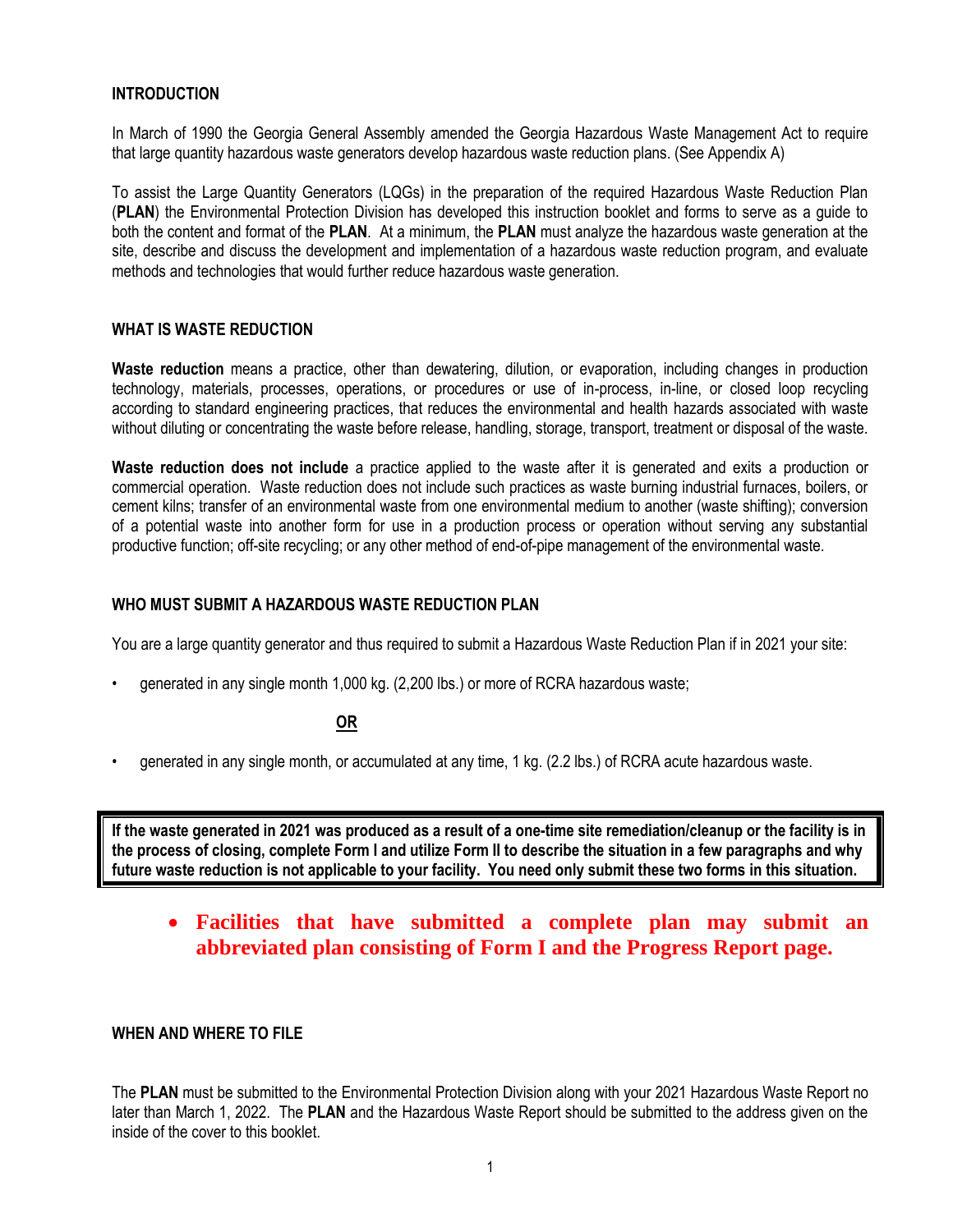## INTRODUCTION

In March of 1990 the Georgia General Assembly amended the Georgia Hazardous Waste Management Act to require that large quantity hazardous waste generators develop hazardous waste reduction plans. (See Appendix A)

To assist the Large Quantity Generators (LQGs) in the preparation of the required Hazardous Waste Reduction Plan (**PLAN**) the Environmental Protection Division has developed this instruction booklet and forms to serve as a guide to both the content and format of the **PLAN**. At a minimum, the **PLAN** must analyze the hazardous waste generation at the site, describe and discuss the development and implementation of a hazardous waste reduction program, and evaluate methods and technologies that would further reduce hazardous waste generation.

## WHAT IS WASTE REDUCTION

**Waste reduction** means a practice, other than dewatering, dilution, or evaporation, including changes in production technology, materials, processes, operations, or procedures or use of in-process, in-line, or closed loop recycling according to standard engineering practices, that reduces the environmental and health hazards associated with waste without diluting or concentrating the waste before release, handling, storage, transport, treatment or disposal of the waste.

**Waste reduction does not include** a practice applied to the waste after it is generated and exits a production or commercial operation. Waste reduction does not include such practices as waste burning industrial furnaces, boilers, or cement kilns; transfer of an environmental waste from one environmental medium to another (waste shifting); conversion of a potential waste into another form for use in a production process or operation without serving any substantial productive function; off-site recycling; or any other method of end-of-pipe management of the environmental waste.

## WHO MUST SUBMIT A HAZARDOUS WASTE REDUCTION PLAN

You are a large quantity generator and thus required to submit a Hazardous Waste Reduction Plan if in 2021 your site:

- generated in any single month 1,000 kg. (2,200 lbs.) or more of RCRA hazardous waste;

**OR**

- generated in any single month, or accumulated at any time, 1 kg. (2.2 lbs.) of RCRA acute hazardous waste.

**If the waste generated in 2021 was produced as a result of a one-time site remediation/cleanup or the facility is in the process of closing, complete Form I and utilize Form II to describe the situation in a few paragraphs and why future waste reduction is not applicable to your facility. You need only submit these two forms in this situation.**

- **Facilities that have submitted a complete plan may submit an abbreviated plan consisting of Form I and the Progress Report page.**

## WHEN AND WHERE TO FILE

The **PLAN** must be submitted to the Environmental Protection Division along with your 2021 Hazardous Waste Report no later than March 1, 2022. The **PLAN** and the Hazardous Waste Report should be submitted to the address given on the inside of the cover to this booklet.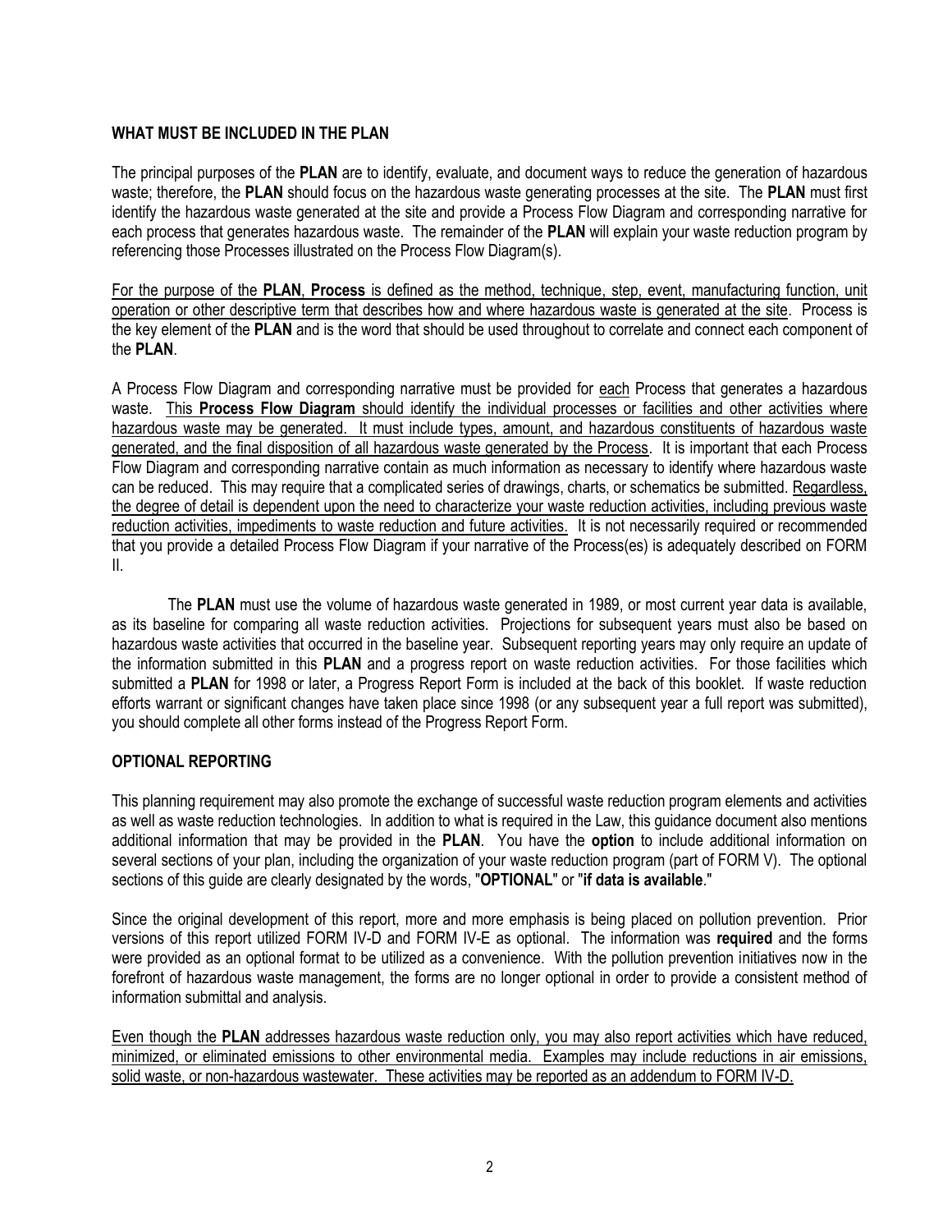## WHAT MUST BE INCLUDED IN THE PLAN

The principal purposes of the **PLAN** are to identify, evaluate, and document ways to reduce the generation of hazardous waste; therefore, the **PLAN** should focus on the hazardous waste generating processes at the site. The **PLAN** must first identify the hazardous waste generated at the site and provide a Process Flow Diagram and corresponding narrative for each process that generates hazardous waste. The remainder of the **PLAN** will explain your waste reduction program by referencing those Processes illustrated on the Process Flow Diagram(s).

For the purpose of the **PLAN**, **Process** is defined as the method, technique, step, event, manufacturing function, unit operation or other descriptive term that describes how and where hazardous waste is generated at the site. Process is the key element of the **PLAN** and is the word that should be used throughout to correlate and connect each component of the **PLAN**.

A Process Flow Diagram and corresponding narrative must be provided for each Process that generates a hazardous waste. This **Process Flow Diagram** should identify the individual processes or facilities and other activities where hazardous waste may be generated. It must include types, amount, and hazardous constituents of hazardous waste generated, and the final disposition of all hazardous waste generated by the Process. It is important that each Process Flow Diagram and corresponding narrative contain as much information as necessary to identify where hazardous waste can be reduced. This may require that a complicated series of drawings, charts, or schematics be submitted. Regardless, the degree of detail is dependent upon the need to characterize your waste reduction activities, including previous waste reduction activities, impediments to waste reduction and future activities. It is not necessarily required or recommended that you provide a detailed Process Flow Diagram if your narrative of the Process(es) is adequately described on FORM II.

The **PLAN** must use the volume of hazardous waste generated in 1989, or most current year data is available, as its baseline for comparing all waste reduction activities. Projections for subsequent years must also be based on hazardous waste activities that occurred in the baseline year. Subsequent reporting years may only require an update of the information submitted in this **PLAN** and a progress report on waste reduction activities. For those facilities which submitted a **PLAN** for 1998 or later, a Progress Report Form is included at the back of this booklet. If waste reduction efforts warrant or significant changes have taken place since 1998 (or any subsequent year a full report was submitted), you should complete all other forms instead of the Progress Report Form.

## OPTIONAL REPORTING

This planning requirement may also promote the exchange of successful waste reduction program elements and activities as well as waste reduction technologies. In addition to what is required in the Law, this guidance document also mentions additional information that may be provided in the **PLAN**. You have the **option** to include additional information on several sections of your plan, including the organization of your waste reduction program (part of FORM V). The optional sections of this guide are clearly designated by the words, "**OPTIONAL**" or "**if data is available**."

Since the original development of this report, more and more emphasis is being placed on pollution prevention. Prior versions of this report utilized FORM IV-D and FORM IV-E as optional. The information was **required** and the forms were provided as an optional format to be utilized as a convenience. With the pollution prevention initiatives now in the forefront of hazardous waste management, the forms are no longer optional in order to provide a consistent method of information submittal and analysis.

Even though the **PLAN** addresses hazardous waste reduction only, you may also report activities which have reduced, minimized, or eliminated emissions to other environmental media. Examples may include reductions in air emissions, solid waste, or non-hazardous wastewater. These activities may be reported as an addendum to FORM IV-D.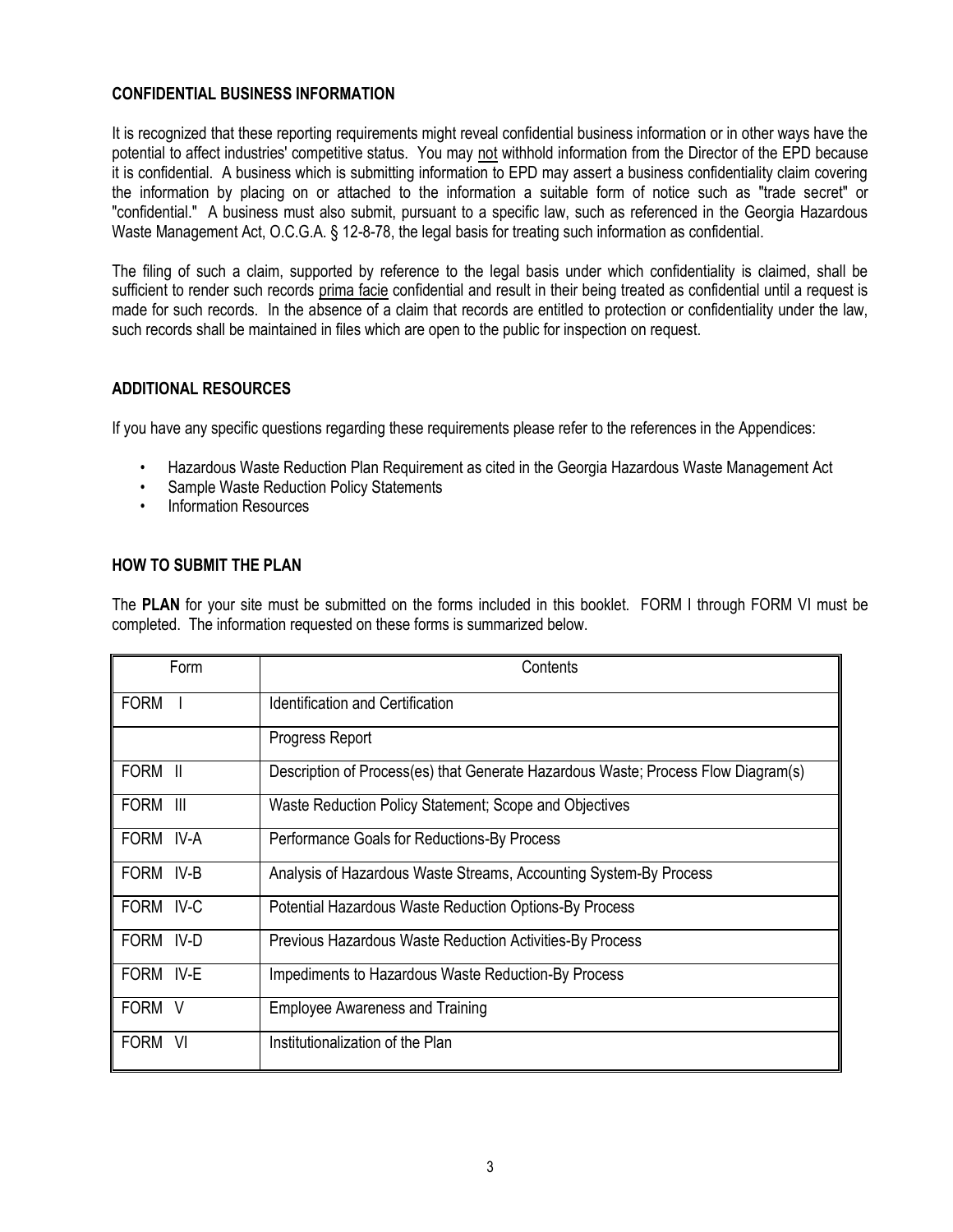## CONFIDENTIAL BUSINESS INFORMATION

It is recognized that these reporting requirements might reveal confidential business information or in other ways have the potential to affect industries' competitive status. You may not withhold information from the Director of the EPD because it is confidential. A business which is submitting information to EPD may assert a business confidentiality claim covering the information by placing on or attached to the information a suitable form of notice such as "trade secret" or "confidential." A business must also submit, pursuant to a specific law, such as referenced in the Georgia Hazardous Waste Management Act, O.C.G.A. § 12-8-78, the legal basis for treating such information as confidential.

The filing of such a claim, supported by reference to the legal basis under which confidentiality is claimed, shall be sufficient to render such records prima facie confidential and result in their being treated as confidential until a request is made for such records. In the absence of a claim that records are entitled to protection or confidentiality under the law, such records shall be maintained in files which are open to the public for inspection on request.

## ADDITIONAL RESOURCES

If you have any specific questions regarding these requirements please refer to the references in the Appendices:

- Hazardous Waste Reduction Plan Requirement as cited in the Georgia Hazardous Waste Management Act
- Sample Waste Reduction Policy Statements
- Information Resources

## HOW TO SUBMIT THE PLAN

The **PLAN** for your site must be submitted on the forms included in this booklet. FORM I through FORM VI must be completed. The information requested on these forms is summarized below.

| Form | Contents |
|---|---|
| FORM I | Identification and Certification |
| | Progress Report |
| FORM II | Description of Process(es) that Generate Hazardous Waste; Process Flow Diagram(s) |
| FORM III | Waste Reduction Policy Statement; Scope and Objectives |
| FORM IV-A | Performance Goals for Reductions-By Process |
| FORM IV-B | Analysis of Hazardous Waste Streams, Accounting System-By Process |
| FORM IV-C | Potential Hazardous Waste Reduction Options-By Process |
| FORM IV-D | Previous Hazardous Waste Reduction Activities-By Process |
| FORM IV-E | Impediments to Hazardous Waste Reduction-By Process |
| FORM V | Employee Awareness and Training |
| FORM VI | Institutionalization of the Plan |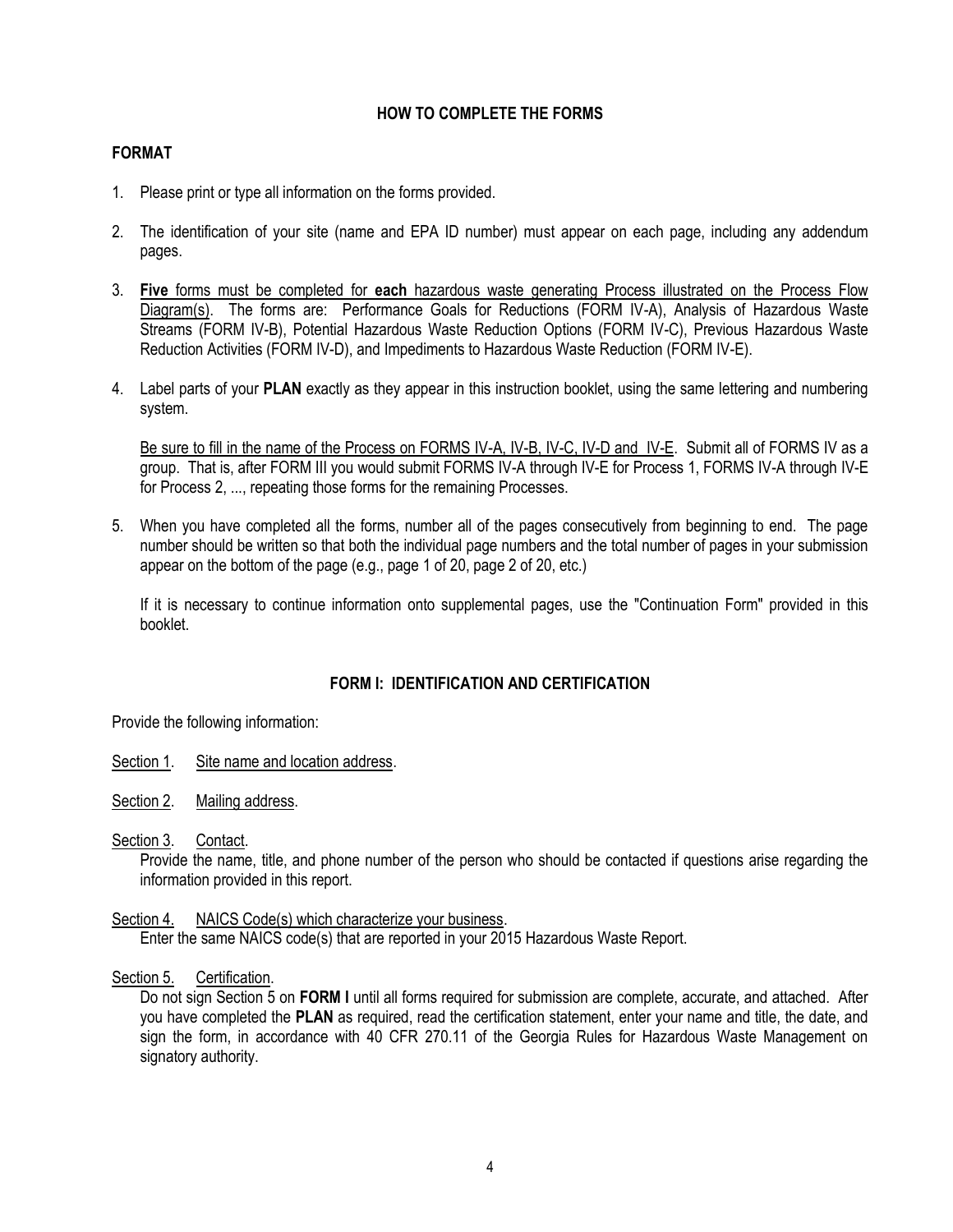## HOW TO COMPLETE THE FORMS

### FORMAT

1. Please print or type all information on the forms provided.

2. The identification of your site (name and EPA ID number) must appear on each page, including any addendum pages.

3. **Five** forms must be completed for **each** hazardous waste generating Process illustrated on the Process Flow Diagram(s). The forms are: Performance Goals for Reductions (FORM IV-A), Analysis of Hazardous Waste Streams (FORM IV-B), Potential Hazardous Waste Reduction Options (FORM IV-C), Previous Hazardous Waste Reduction Activities (FORM IV-D), and Impediments to Hazardous Waste Reduction (FORM IV-E).

4. Label parts of your **PLAN** exactly as they appear in this instruction booklet, using the same lettering and numbering system.

   Be sure to fill in the name of the Process on FORMS IV-A, IV-B, IV-C, IV-D and IV-E. Submit all of FORMS IV as a group. That is, after FORM III you would submit FORMS IV-A through IV-E for Process 1, FORMS IV-A through IV-E for Process 2, ..., repeating those forms for the remaining Processes.

5. When you have completed all the forms, number all of the pages consecutively from beginning to end. The page number should be written so that both the individual page numbers and the total number of pages in your submission appear on the bottom of the page (e.g., page 1 of 20, page 2 of 20, etc.)

   If it is necessary to continue information onto supplemental pages, use the "Continuation Form" provided in this booklet.

## FORM I: IDENTIFICATION AND CERTIFICATION

Provide the following information:

Section 1. Site name and location address.

Section 2. Mailing address.

Section 3. Contact.
Provide the name, title, and phone number of the person who should be contacted if questions arise regarding the information provided in this report.

Section 4. NAICS Code(s) which characterize your business.
Enter the same NAICS code(s) that are reported in your 2015 Hazardous Waste Report.

Section 5. Certification.
Do not sign Section 5 on **FORM I** until all forms required for submission are complete, accurate, and attached. After you have completed the **PLAN** as required, read the certification statement, enter your name and title, the date, and sign the form, in accordance with 40 CFR 270.11 of the Georgia Rules for Hazardous Waste Management on signatory authority.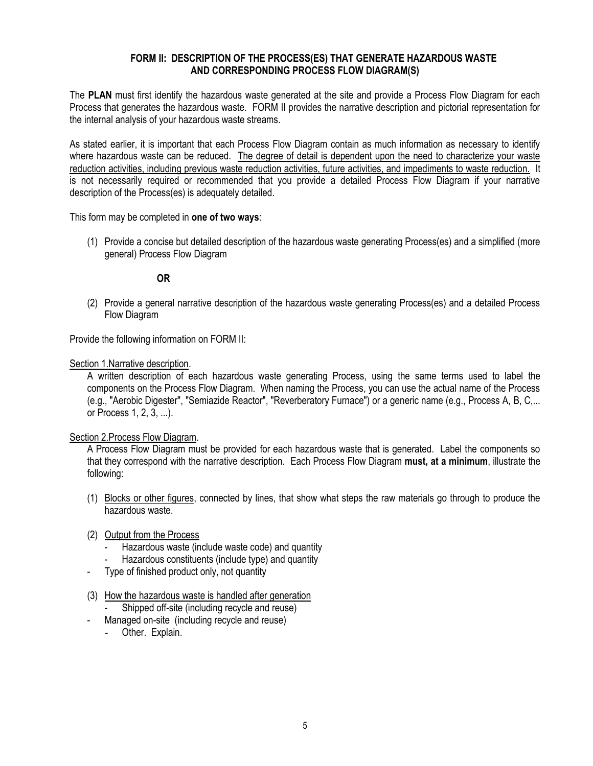# FORM II: DESCRIPTION OF THE PROCESS(ES) THAT GENERATE HAZARDOUS WASTE AND CORRESPONDING PROCESS FLOW DIAGRAM(S)

The **PLAN** must first identify the hazardous waste generated at the site and provide a Process Flow Diagram for each Process that generates the hazardous waste. FORM II provides the narrative description and pictorial representation for the internal analysis of your hazardous waste streams.

As stated earlier, it is important that each Process Flow Diagram contain as much information as necessary to identify where hazardous waste can be reduced. <u>The degree of detail is dependent upon the need to characterize your waste reduction activities, including previous waste reduction activities, future activities, and impediments to waste reduction.</u> It is not necessarily required or recommended that you provide a detailed Process Flow Diagram if your narrative description of the Process(es) is adequately detailed.

This form may be completed in **one of two ways**:

(1) Provide a concise but detailed description of the hazardous waste generating Process(es) and a simplified (more general) Process Flow Diagram

**OR**

(2) Provide a general narrative description of the hazardous waste generating Process(es) and a detailed Process Flow Diagram

Provide the following information on FORM II:

<u>Section 1.Narrative description</u>.

A written description of each hazardous waste generating Process, using the same terms used to label the components on the Process Flow Diagram. When naming the Process, you can use the actual name of the Process (e.g., "Aerobic Digester", "Semiazide Reactor", "Reverberatory Furnace") or a generic name (e.g., Process A, B, C,... or Process 1, 2, 3, ...).

<u>Section 2.Process Flow Diagram</u>.

A Process Flow Diagram must be provided for each hazardous waste that is generated. Label the components so that they correspond with the narrative description. Each Process Flow Diagram **must, at a minimum**, illustrate the following:

(1) <u>Blocks or other figures</u>, connected by lines, that show what steps the raw materials go through to produce the hazardous waste.

(2) <u>Output from the Process</u>
- Hazardous waste (include waste code) and quantity
- Hazardous constituents (include type) and quantity
- Type of finished product only, not quantity

(3) <u>How the hazardous waste is handled after generation</u>
- Shipped off-site (including recycle and reuse)
- Managed on-site (including recycle and reuse)
- Other. Explain.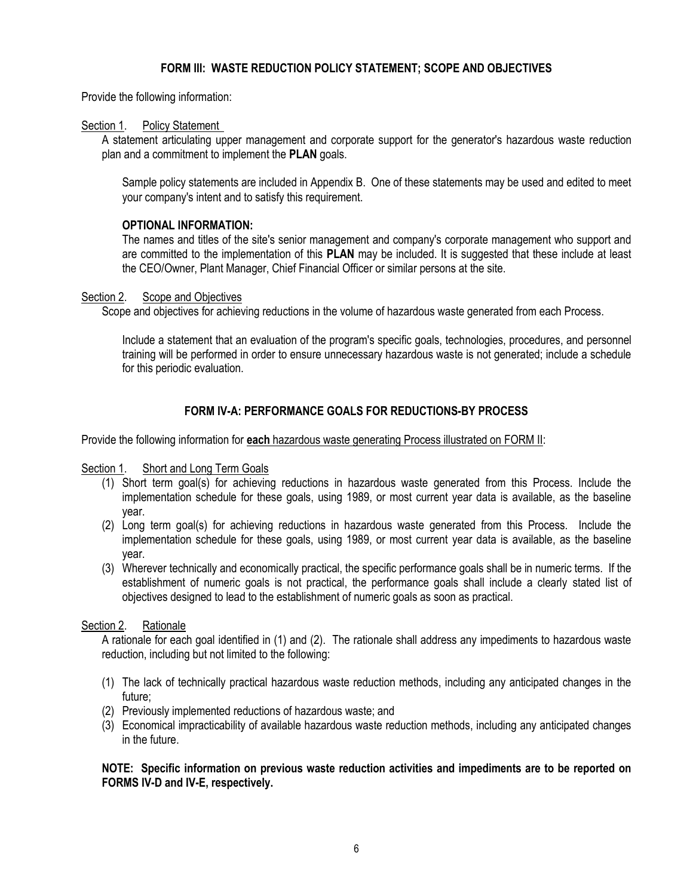## FORM III: WASTE REDUCTION POLICY STATEMENT; SCOPE AND OBJECTIVES

Provide the following information:

Section 1. Policy Statement

A statement articulating upper management and corporate support for the generator's hazardous waste reduction plan and a commitment to implement the **PLAN** goals.

Sample policy statements are included in Appendix B. One of these statements may be used and edited to meet your company's intent and to satisfy this requirement.

**OPTIONAL INFORMATION:**

The names and titles of the site's senior management and company's corporate management who support and are committed to the implementation of this **PLAN** may be included. It is suggested that these include at least the CEO/Owner, Plant Manager, Chief Financial Officer or similar persons at the site.

Section 2. Scope and Objectives

Scope and objectives for achieving reductions in the volume of hazardous waste generated from each Process.

Include a statement that an evaluation of the program's specific goals, technologies, procedures, and personnel training will be performed in order to ensure unnecessary hazardous waste is not generated; include a schedule for this periodic evaluation.

## FORM IV-A: PERFORMANCE GOALS FOR REDUCTIONS-BY PROCESS

Provide the following information for **each** hazardous waste generating Process illustrated on FORM II:

Section 1. Short and Long Term Goals

(1) Short term goal(s) for achieving reductions in hazardous waste generated from this Process. Include the implementation schedule for these goals, using 1989, or most current year data is available, as the baseline year.
(2) Long term goal(s) for achieving reductions in hazardous waste generated from this Process. Include the implementation schedule for these goals, using 1989, or most current year data is available, as the baseline year.
(3) Wherever technically and economically practical, the specific performance goals shall be in numeric terms. If the establishment of numeric goals is not practical, the performance goals shall include a clearly stated list of objectives designed to lead to the establishment of numeric goals as soon as practical.

Section 2. Rationale

A rationale for each goal identified in (1) and (2). The rationale shall address any impediments to hazardous waste reduction, including but not limited to the following:

(1) The lack of technically practical hazardous waste reduction methods, including any anticipated changes in the future;
(2) Previously implemented reductions of hazardous waste; and
(3) Economical impracticability of available hazardous waste reduction methods, including any anticipated changes in the future.

**NOTE: Specific information on previous waste reduction activities and impediments are to be reported on FORMS IV-D and IV-E, respectively.**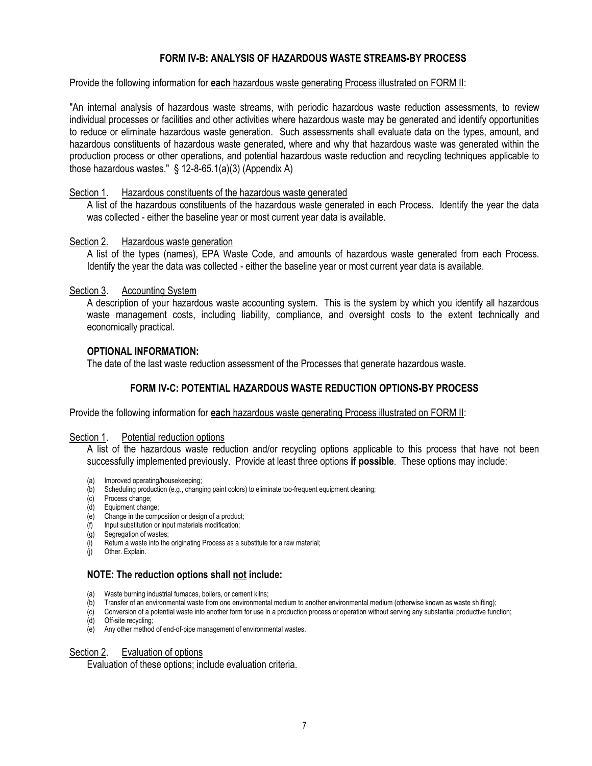## FORM IV-B: ANALYSIS OF HAZARDOUS WASTE STREAMS-BY PROCESS

Provide the following information for **each** hazardous waste generating Process illustrated on FORM II:

"An internal analysis of hazardous waste streams, with periodic hazardous waste reduction assessments, to review individual processes or facilities and other activities where hazardous waste may be generated and identify opportunities to reduce or eliminate hazardous waste generation. Such assessments shall evaluate data on the types, amount, and hazardous constituents of hazardous waste generated, where and why that hazardous waste was generated within the production process or other operations, and potential hazardous waste reduction and recycling techniques applicable to those hazardous wastes." § 12-8-65.1(a)(3) (Appendix A)

Section 1. Hazardous constituents of the hazardous waste generated

A list of the hazardous constituents of the hazardous waste generated in each Process. Identify the year the data was collected - either the baseline year or most current year data is available.

Section 2. Hazardous waste generation

A list of the types (names), EPA Waste Code, and amounts of hazardous waste generated from each Process. Identify the year the data was collected - either the baseline year or most current year data is available.

Section 3. Accounting System

A description of your hazardous waste accounting system. This is the system by which you identify all hazardous waste management costs, including liability, compliance, and oversight costs to the extent technically and economically practical.

**OPTIONAL INFORMATION:**

The date of the last waste reduction assessment of the Processes that generate hazardous waste.

## FORM IV-C: POTENTIAL HAZARDOUS WASTE REDUCTION OPTIONS-BY PROCESS

Provide the following information for **each** hazardous waste generating Process illustrated on FORM II:

Section 1. Potential reduction options

A list of the hazardous waste reduction and/or recycling options applicable to this process that have not been successfully implemented previously. Provide at least three options **if possible**. These options may include:

(a) Improved operating/housekeeping;
(b) Scheduling production (e.g., changing paint colors) to eliminate too-frequent equipment cleaning;
(c) Process change;
(d) Equipment change;
(e) Change in the composition or design of a product;
(f) Input substitution or input materials modification;
(g) Segregation of wastes;
(i) Return a waste into the originating Process as a substitute for a raw material;
(j) Other. Explain.

**NOTE: The reduction options shall not include:**

(a) Waste burning industrial furnaces, boilers, or cement kilns;
(b) Transfer of an environmental waste from one environmental medium to another environmental medium (otherwise known as waste shifting);
(c) Conversion of a potential waste into another form for use in a production process or operation without serving any substantial productive function;
(d) Off-site recycling;
(e) Any other method of end-of-pipe management of environmental wastes.

Section 2. Evaluation of options

Evaluation of these options; include evaluation criteria.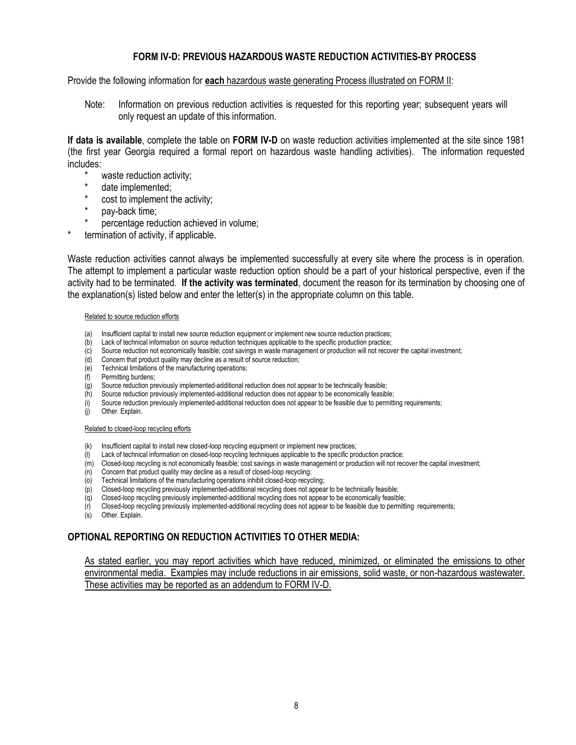### FORM IV-D: PREVIOUS HAZARDOUS WASTE REDUCTION ACTIVITIES-BY PROCESS

Provide the following information for **each** hazardous waste generating Process illustrated on FORM II:

Note: Information on previous reduction activities is requested for this reporting year; subsequent years will only request an update of this information.

**If data is available**, complete the table on **FORM IV-D** on waste reduction activities implemented at the site since 1981 (the first year Georgia required a formal report on hazardous waste handling activities). The information requested includes:

* waste reduction activity;
* date implemented;
* cost to implement the activity;
* pay-back time;
* percentage reduction achieved in volume;
* termination of activity, if applicable.

Waste reduction activities cannot always be implemented successfully at every site where the process is in operation. The attempt to implement a particular waste reduction option should be a part of your historical perspective, even if the activity had to be terminated. **If the activity was terminated**, document the reason for its termination by choosing one of the explanation(s) listed below and enter the letter(s) in the appropriate column on this table.

Related to source reduction efforts

(a) Insufficient capital to install new source reduction equipment or implement new source reduction practices;
(b) Lack of technical information on source reduction techniques applicable to the specific production practice;
(c) Source reduction not economically feasible; cost savings in waste management or production will not recover the capital investment;
(d) Concern that product quality may decline as a result of source reduction;
(e) Technical limitations of the manufacturing operations;
(f) Permitting burdens;
(g) Source reduction previously implemented-additional reduction does not appear to be technically feasible;
(h) Source reduction previously implemented-additional reduction does not appear to be economically feasible;
(i) Source reduction previously implemented-additional reduction does not appear to be feasible due to permitting requirements;
(j) Other. Explain.

Related to closed-loop recycling efforts

(k) Insufficient capital to install new closed-loop recycling equipment or implement new practices;
(l) Lack of technical information on closed-loop recycling techniques applicable to the specific production practice;
(m) Closed-loop recycling is not economically feasible; cost savings in waste management or production will not recover the capital investment;
(n) Concern that product quality may decline as a result of closed-loop recycling;
(o) Technical limitations of the manufacturing operations inhibit closed-loop recycling;
(p) Closed-loop recycling previously implemented-additional recycling does not appear to be technically feasible;
(q) Closed-loop recycling previously implemented-additional recycling does not appear to be economically feasible;
(r) Closed-loop recycling previously implemented-additional recycling does not appear to be feasible due to permitting requirements;
(s) Other. Explain.

### OPTIONAL REPORTING ON REDUCTION ACTIVITIES TO OTHER MEDIA:

As stated earlier, you may report activities which have reduced, minimized, or eliminated the emissions to other environmental media. Examples may include reductions in air emissions, solid waste, or non-hazardous wastewater. These activities may be reported as an addendum to FORM IV-D.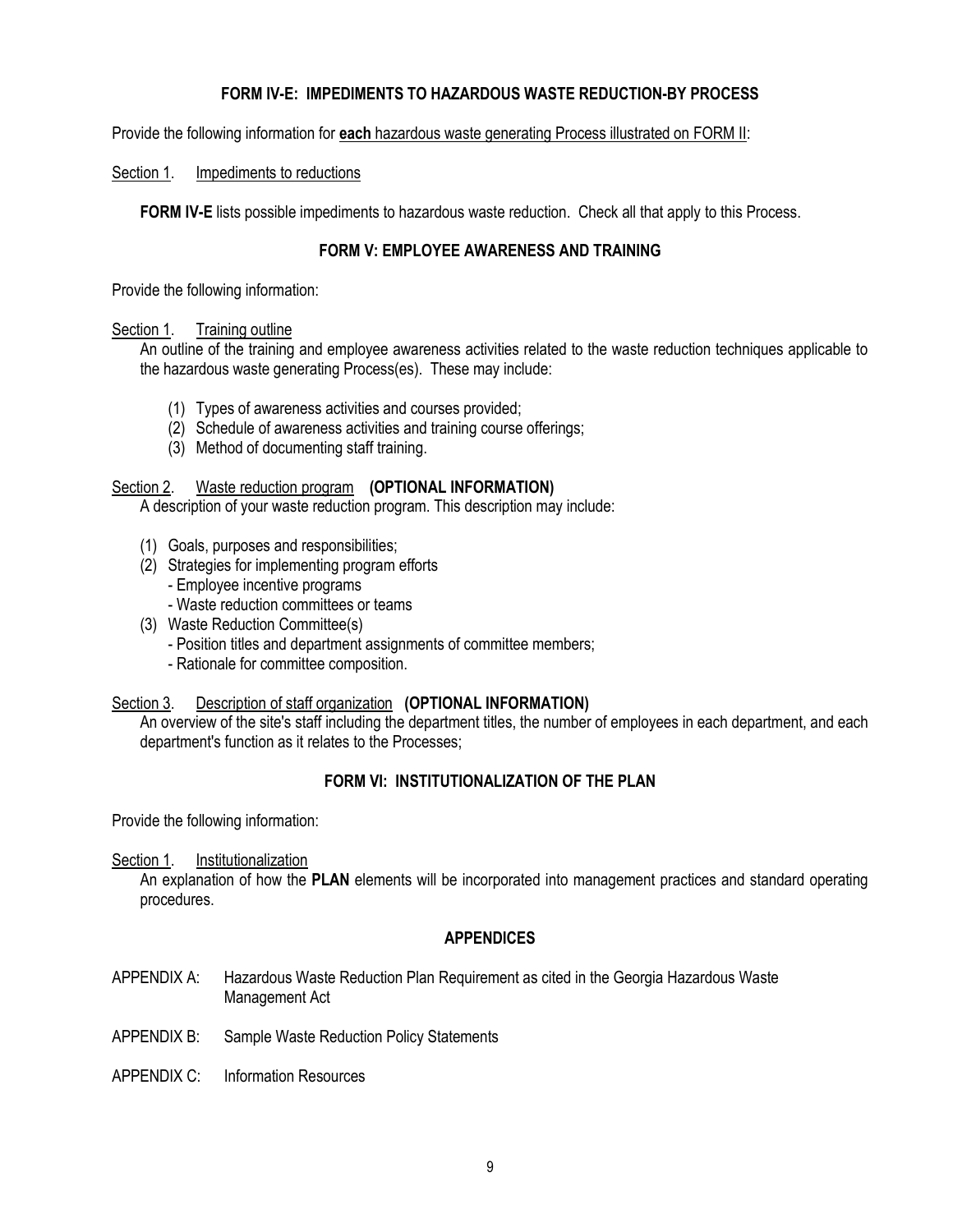### FORM IV-E: IMPEDIMENTS TO HAZARDOUS WASTE REDUCTION-BY PROCESS

Provide the following information for **each** hazardous waste generating Process illustrated on FORM II:

Section 1. Impediments to reductions

**FORM IV-E** lists possible impediments to hazardous waste reduction. Check all that apply to this Process.

### FORM V: EMPLOYEE AWARENESS AND TRAINING

Provide the following information:

Section 1. Training outline

An outline of the training and employee awareness activities related to the waste reduction techniques applicable to the hazardous waste generating Process(es). These may include:

(1) Types of awareness activities and courses provided;
(2) Schedule of awareness activities and training course offerings;
(3) Method of documenting staff training.

Section 2. Waste reduction program **(OPTIONAL INFORMATION)**

A description of your waste reduction program. This description may include:

(1) Goals, purposes and responsibilities;
(2) Strategies for implementing program efforts
   - Employee incentive programs
   - Waste reduction committees or teams
(3) Waste Reduction Committee(s)
   - Position titles and department assignments of committee members;
   - Rationale for committee composition.

Section 3. Description of staff organization **(OPTIONAL INFORMATION)**

An overview of the site's staff including the department titles, the number of employees in each department, and each department's function as it relates to the Processes;

### FORM VI: INSTITUTIONALIZATION OF THE PLAN

Provide the following information:

Section 1. Institutionalization

An explanation of how the **PLAN** elements will be incorporated into management practices and standard operating procedures.

### APPENDICES

APPENDIX A: Hazardous Waste Reduction Plan Requirement as cited in the Georgia Hazardous Waste Management Act

APPENDIX B: Sample Waste Reduction Policy Statements

APPENDIX C: Information Resources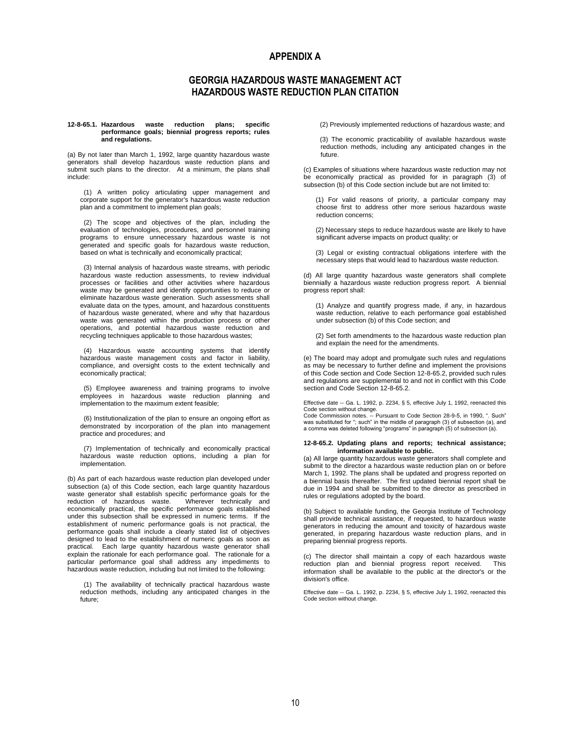# APPENDIX A

## GEORGIA HAZARDOUS WASTE MANAGEMENT ACT HAZARDOUS WASTE REDUCTION PLAN CITATION

**12-8-65.1. Hazardous waste reduction plans; specific performance goals; biennial progress reports; rules and regulations.**

(a) By not later than March 1, 1992, large quantity hazardous waste generators shall develop hazardous waste reduction plans and submit such plans to the director. At a minimum, the plans shall include:

(1) A written policy articulating upper management and corporate support for the generator's hazardous waste reduction plan and a commitment to implement plan goals;

(2) The scope and objectives of the plan, including the evaluation of technologies, procedures, and personnel training programs to ensure unnecessary hazardous waste is not generated and specific goals for hazardous waste reduction, based on what is technically and economically practical;

(3) Internal analysis of hazardous waste streams, with periodic hazardous waste reduction assessments, to review individual processes or facilities and other activities where hazardous waste may be generated and identify opportunities to reduce or eliminate hazardous waste generation. Such assessments shall evaluate data on the types, amount, and hazardous constituents of hazardous waste generated, where and why that hazardous waste was generated within the production process or other operations, and potential hazardous waste reduction and recycling techniques applicable to those hazardous wastes;

(4) Hazardous waste accounting systems that identify hazardous waste management costs and factor in liability, compliance, and oversight costs to the extent technically and economically practical;

(5) Employee awareness and training programs to involve employees in hazardous waste reduction planning and implementation to the maximum extent feasible;

(6) Institutionalization of the plan to ensure an ongoing effort as demonstrated by incorporation of the plan into management practice and procedures; and

(7) Implementation of technically and economically practical hazardous waste reduction options, including a plan for implementation.

(b) As part of each hazardous waste reduction plan developed under subsection (a) of this Code section, each large quantity hazardous waste generator shall establish specific performance goals for the reduction of hazardous waste. Wherever technically and economically practical, the specific performance goals established under this subsection shall be expressed in numeric terms. If the establishment of numeric performance goals is not practical, the performance goals shall include a clearly stated list of objectives designed to lead to the establishment of numeric goals as soon as practical. Each large quantity hazardous waste generator shall explain the rationale for each performance goal. The rationale for a particular performance goal shall address any impediments to hazardous waste reduction, including but not limited to the following:

(1) The availability of technically practical hazardous waste reduction methods, including any anticipated changes in the future;

(2) Previously implemented reductions of hazardous waste; and

(3) The economic practicability of available hazardous waste reduction methods, including any anticipated changes in the future.

(c) Examples of situations where hazardous waste reduction may not be economically practical as provided for in paragraph (3) of subsection (b) of this Code section include but are not limited to:

(1) For valid reasons of priority, a particular company may choose first to address other more serious hazardous waste reduction concerns;

(2) Necessary steps to reduce hazardous waste are likely to have significant adverse impacts on product quality; or

(3) Legal or existing contractual obligations interfere with the necessary steps that would lead to hazardous waste reduction.

(d) All large quantity hazardous waste generators shall complete biennially a hazardous waste reduction progress report. A biennial progress report shall:

(1) Analyze and quantify progress made, if any, in hazardous waste reduction, relative to each performance goal established under subsection (b) of this Code section; and

(2) Set forth amendments to the hazardous waste reduction plan and explain the need for the amendments.

(e) The board may adopt and promulgate such rules and regulations as may be necessary to further define and implement the provisions of this Code section and Code Section 12-8-65.2, provided such rules and regulations are supplemental to and not in conflict with this Code section and Code Section 12-8-65.2.

Effective date -- Ga. L. 1992, p. 2234, § 5, effective July 1, 1992, reenacted this Code section without change.
Code Commission notes. -- Pursuant to Code Section 28-9-5, in 1990, ". Such" was substituted for "; such" in the middle of paragraph (3) of subsection (a), and a comma was deleted following "programs" in paragraph (5) of subsection (a).

**12-8-65.2. Updating plans and reports; technical assistance; information available to public.**

(a) All large quantity hazardous waste generators shall complete and submit to the director a hazardous waste reduction plan on or before March 1, 1992. The plans shall be updated and progress reported on a biennial basis thereafter. The first updated biennial report shall be due in 1994 and shall be submitted to the director as prescribed in rules or regulations adopted by the board.

(b) Subject to available funding, the Georgia Institute of Technology shall provide technical assistance, if requested, to hazardous waste generators in reducing the amount and toxicity of hazardous waste generated, in preparing hazardous waste reduction plans, and in preparing biennial progress reports.

(c) The director shall maintain a copy of each hazardous waste reduction plan and biennial progress report received. This information shall be available to the public at the director's or the division's office.

Effective date -- Ga. L. 1992, p. 2234, § 5, effective July 1, 1992, reenacted this Code section without change.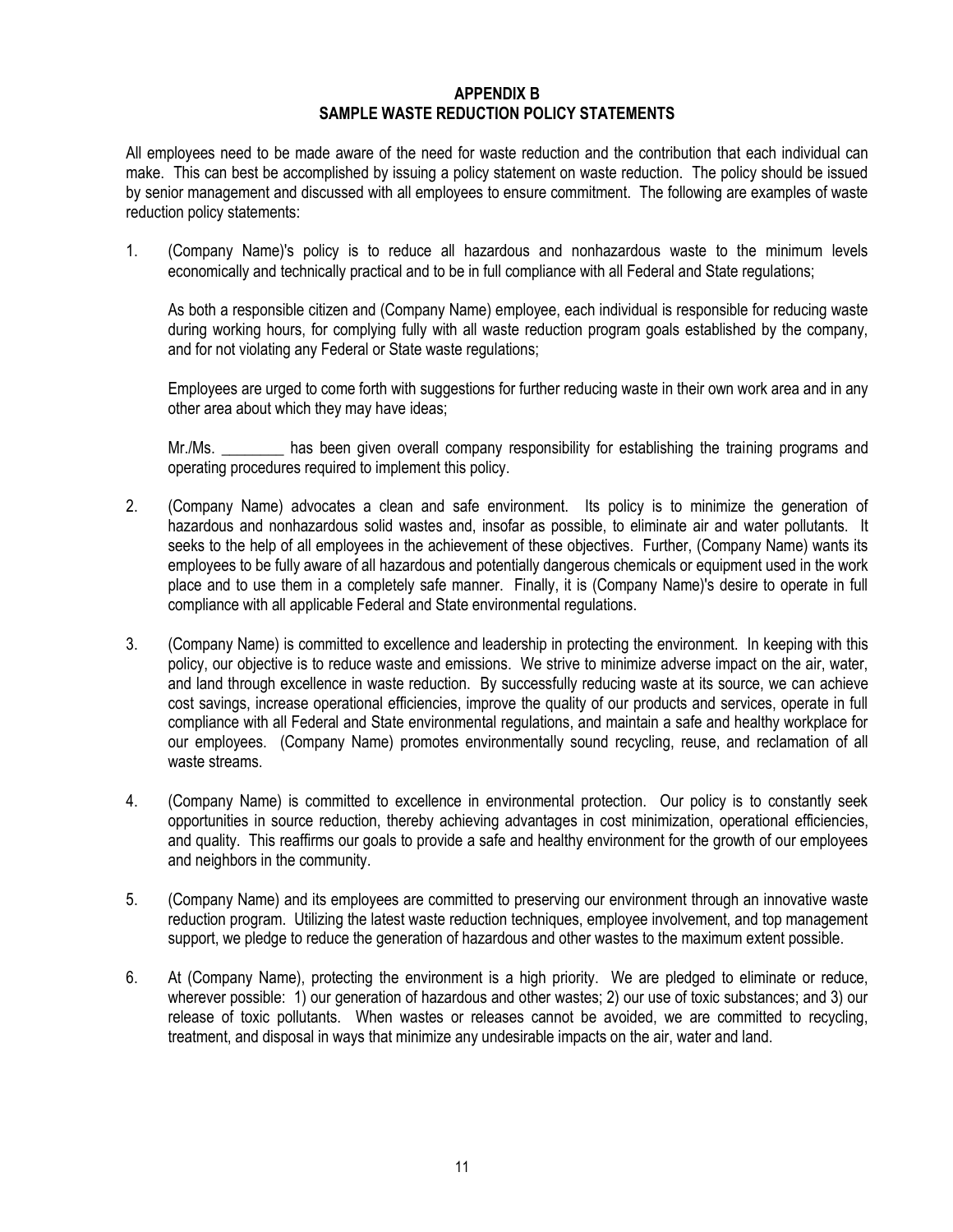# APPENDIX B
## SAMPLE WASTE REDUCTION POLICY STATEMENTS

All employees need to be made aware of the need for waste reduction and the contribution that each individual can make. This can best be accomplished by issuing a policy statement on waste reduction. The policy should be issued by senior management and discussed with all employees to ensure commitment. The following are examples of waste reduction policy statements:

1. (Company Name)'s policy is to reduce all hazardous and nonhazardous waste to the minimum levels economically and technically practical and to be in full compliance with all Federal and State regulations;

   As both a responsible citizen and (Company Name) employee, each individual is responsible for reducing waste during working hours, for complying fully with all waste reduction program goals established by the company, and for not violating any Federal or State waste regulations;

   Employees are urged to come forth with suggestions for further reducing waste in their own work area and in any other area about which they may have ideas;

   Mr./Ms. ________ has been given overall company responsibility for establishing the training programs and operating procedures required to implement this policy.

2. (Company Name) advocates a clean and safe environment. Its policy is to minimize the generation of hazardous and nonhazardous solid wastes and, insofar as possible, to eliminate air and water pollutants. It seeks to the help of all employees in the achievement of these objectives. Further, (Company Name) wants its employees to be fully aware of all hazardous and potentially dangerous chemicals or equipment used in the work place and to use them in a completely safe manner. Finally, it is (Company Name)'s desire to operate in full compliance with all applicable Federal and State environmental regulations.

3. (Company Name) is committed to excellence and leadership in protecting the environment. In keeping with this policy, our objective is to reduce waste and emissions. We strive to minimize adverse impact on the air, water, and land through excellence in waste reduction. By successfully reducing waste at its source, we can achieve cost savings, increase operational efficiencies, improve the quality of our products and services, operate in full compliance with all Federal and State environmental regulations, and maintain a safe and healthy workplace for our employees. (Company Name) promotes environmentally sound recycling, reuse, and reclamation of all waste streams.

4. (Company Name) is committed to excellence in environmental protection. Our policy is to constantly seek opportunities in source reduction, thereby achieving advantages in cost minimization, operational efficiencies, and quality. This reaffirms our goals to provide a safe and healthy environment for the growth of our employees and neighbors in the community.

5. (Company Name) and its employees are committed to preserving our environment through an innovative waste reduction program. Utilizing the latest waste reduction techniques, employee involvement, and top management support, we pledge to reduce the generation of hazardous and other wastes to the maximum extent possible.

6. At (Company Name), protecting the environment is a high priority. We are pledged to eliminate or reduce, wherever possible: 1) our generation of hazardous and other wastes; 2) our use of toxic substances; and 3) our release of toxic pollutants. When wastes or releases cannot be avoided, we are committed to recycling, treatment, and disposal in ways that minimize any undesirable impacts on the air, water and land.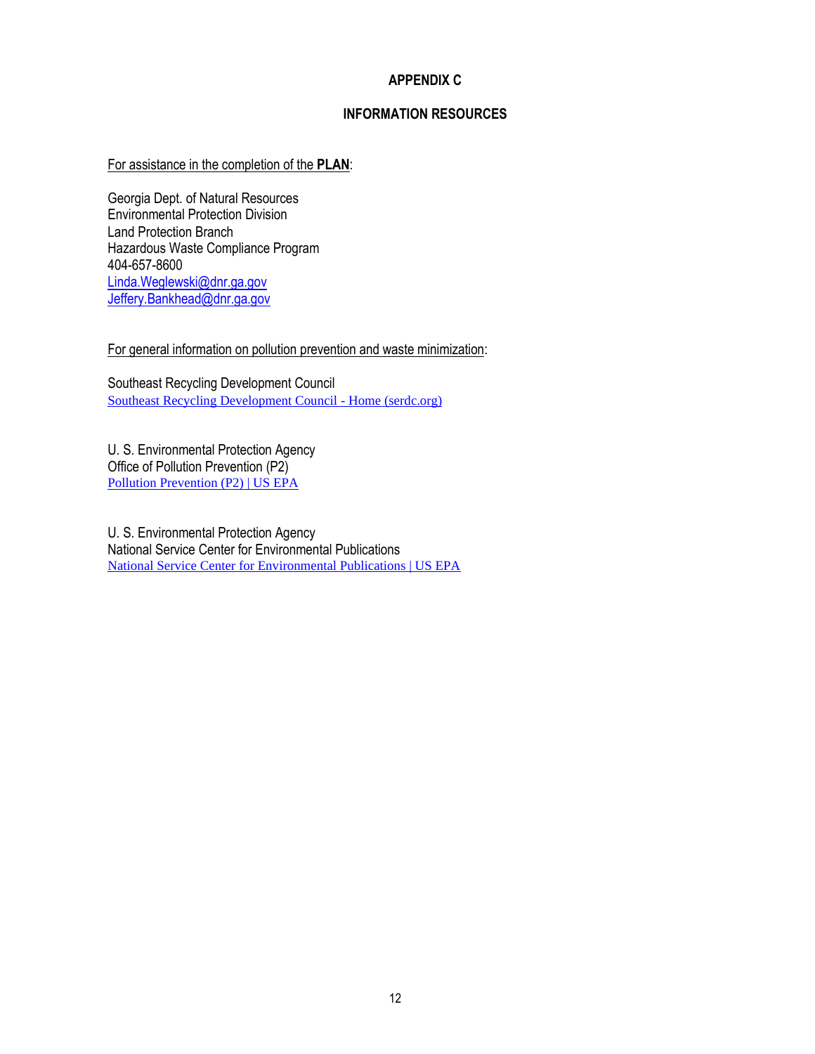# APPENDIX C

## INFORMATION RESOURCES

For assistance in the completion of the **PLAN**:

Georgia Dept. of Natural Resources
Environmental Protection Division
Land Protection Branch
Hazardous Waste Compliance Program
404-657-8600
Linda.Weglewski@dnr.ga.gov
Jeffery.Bankhead@dnr.ga.gov

For general information on pollution prevention and waste minimization:

Southeast Recycling Development Council
Southeast Recycling Development Council - Home (serdc.org)

U. S. Environmental Protection Agency
Office of Pollution Prevention (P2)
Pollution Prevention (P2) | US EPA

U. S. Environmental Protection Agency
National Service Center for Environmental Publications
National Service Center for Environmental Publications | US EPA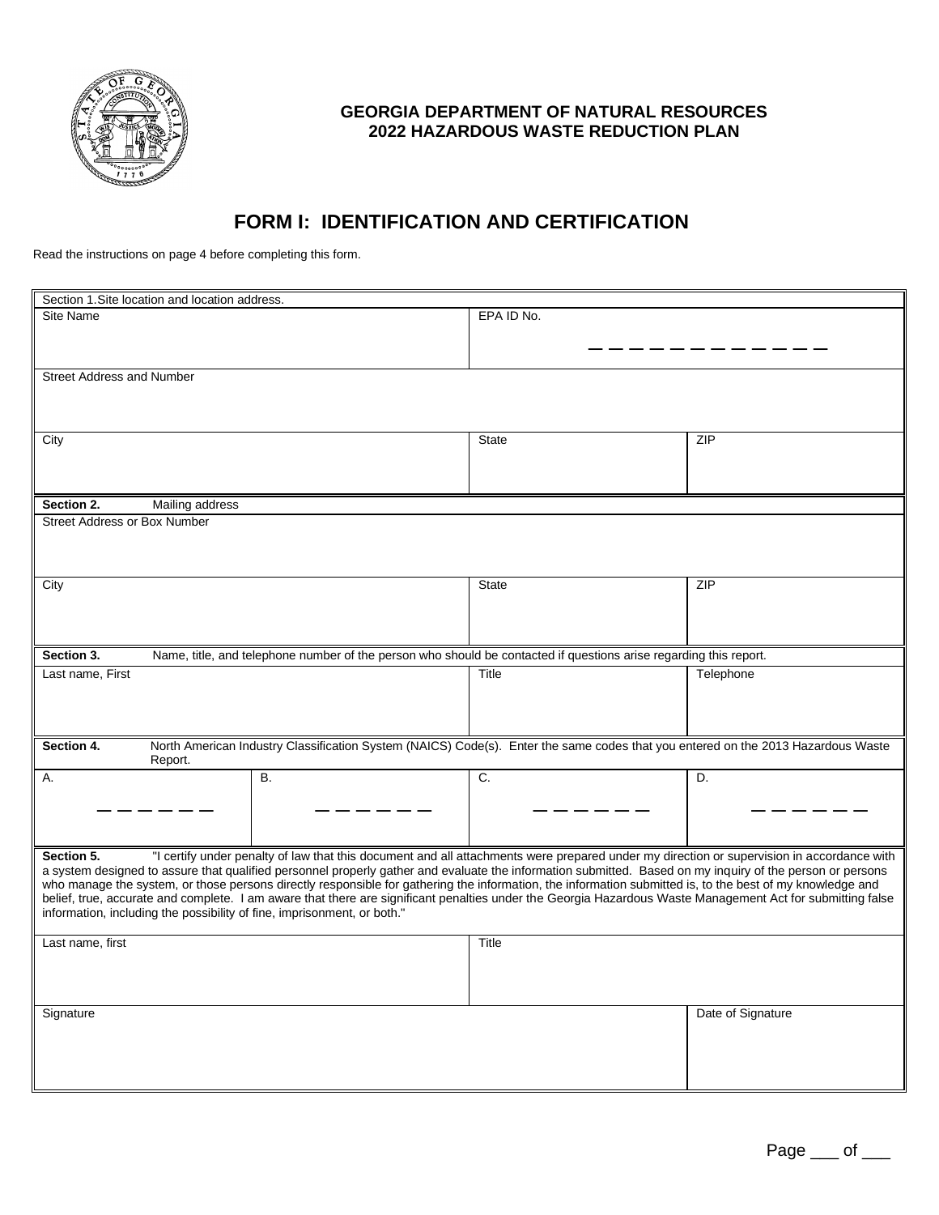**GEORGIA DEPARTMENT OF NATURAL RESOURCES**
**2022 HAZARDOUS WASTE REDUCTION PLAN**

# FORM I: IDENTIFICATION AND CERTIFICATION

Read the instructions on page 4 before completing this form.

| Section 1. Site location and location address. | | |
|---|---|---|
| Site Name | EPA ID No. _ _ _ _ _ _ _ _ _ _ _ _ | |
| Street Address and Number | | |
| City | State | ZIP |

| **Section 2.** Mailing address | | |
|---|---|---|
| Street Address or Box Number | | |
| City | State | ZIP |

| **Section 3.** Name, title, and telephone number of the person who should be contacted if questions arise regarding this report. | | |
|---|---|---|
| Last name, First | Title | Telephone |

| **Section 4.** North American Industry Classification System (NAICS) Code(s). Enter the same codes that you entered on the 2013 Hazardous Waste Report. | | | |
|---|---|---|---|
| A. _ _ _ _ _ _ | B. _ _ _ _ _ _ | C. _ _ _ _ _ _ | D. _ _ _ _ _ _ |

**Section 5.** "I certify under penalty of law that this document and all attachments were prepared under my direction or supervision in accordance with a system designed to assure that qualified personnel properly gather and evaluate the information submitted. Based on my inquiry of the person or persons who manage the system, or those persons directly responsible for gathering the information, the information submitted is, to the best of my knowledge and belief, true, accurate and complete. I am aware that there are significant penalties under the Georgia Hazardous Waste Management Act for submitting false information, including the possibility of fine, imprisonment, or both."

| Last name, first | Title |
|---|---|
| Signature | Date of Signature |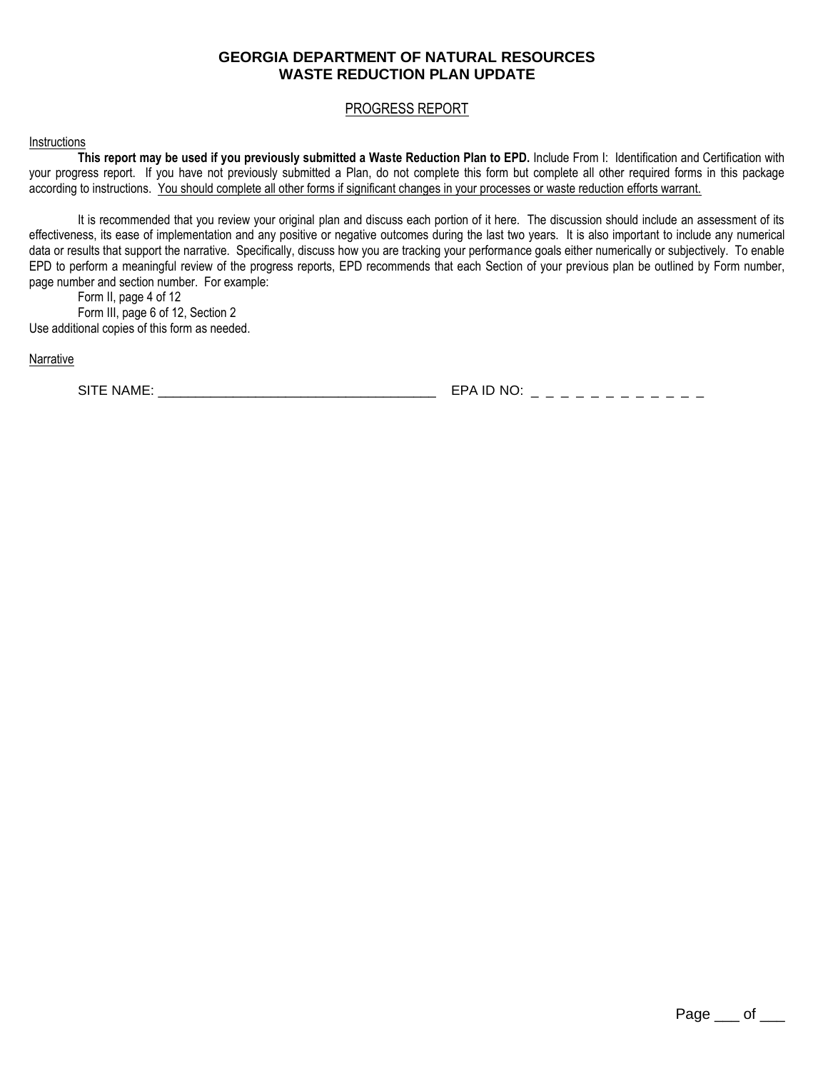**GEORGIA DEPARTMENT OF NATURAL RESOURCES**
**WASTE REDUCTION PLAN UPDATE**

PROGRESS REPORT

Instructions

**This report may be used if you previously submitted a Waste Reduction Plan to EPD.** Include From I: Identification and Certification with your progress report. If you have not previously submitted a Plan, do not complete this form but complete all other required forms in this package according to instructions. You should complete all other forms if significant changes in your processes or waste reduction efforts warrant.

It is recommended that you review your original plan and discuss each portion of it here. The discussion should include an assessment of its effectiveness, its ease of implementation and any positive or negative outcomes during the last two years. It is also important to include any numerical data or results that support the narrative. Specifically, discuss how you are tracking your performance goals either numerically or subjectively. To enable EPD to perform a meaningful review of the progress reports, EPD recommends that each Section of your previous plan be outlined by Form number, page number and section number. For example:

Form II, page 4 of 12
Form III, page 6 of 12, Section 2

Use additional copies of this form as needed.

Narrative

SITE NAME: ___________________________________ EPA ID NO: _ _ _ _ _ _ _ _ _ _ _ _

Page ___ of ___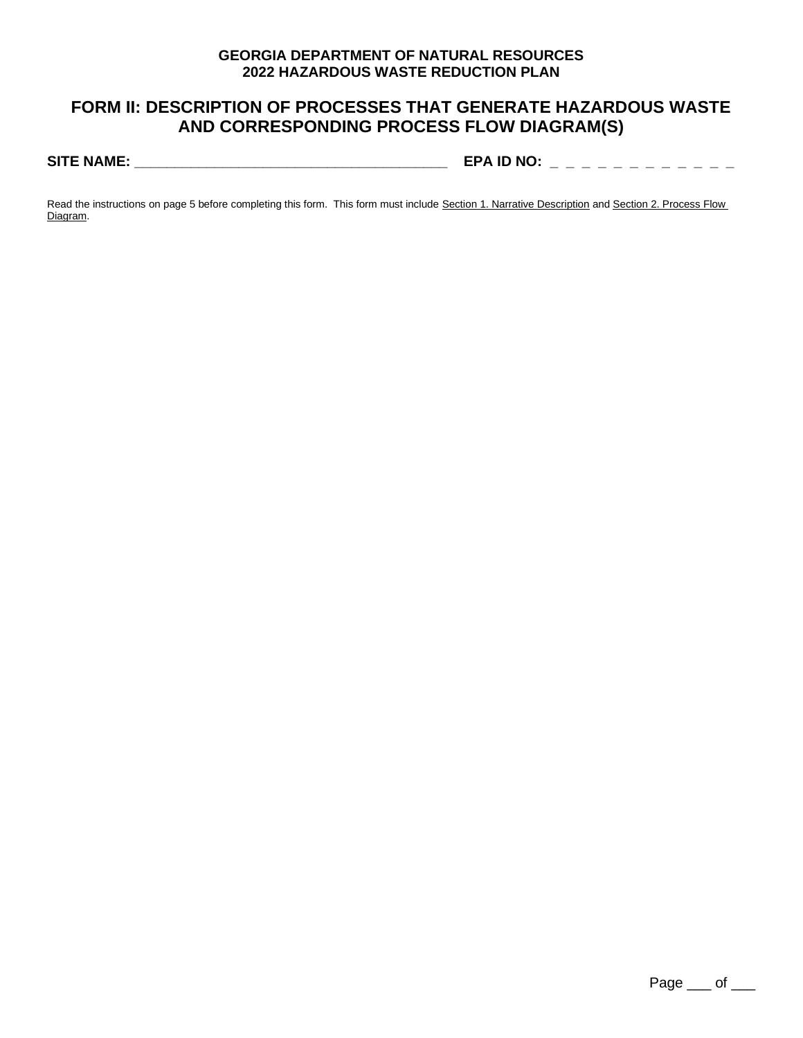**GEORGIA DEPARTMENT OF NATURAL RESOURCES**
**2022 HAZARDOUS WASTE REDUCTION PLAN**

# FORM II: DESCRIPTION OF PROCESSES THAT GENERATE HAZARDOUS WASTE AND CORRESPONDING PROCESS FLOW DIAGRAM(S)

**SITE NAME:** ________________________________________ **EPA ID NO:** _ _ _ _ _ _ _ _ _ _ _ _

Read the instructions on page 5 before completing this form. This form must include Section 1. Narrative Description and Section 2. Process Flow Diagram.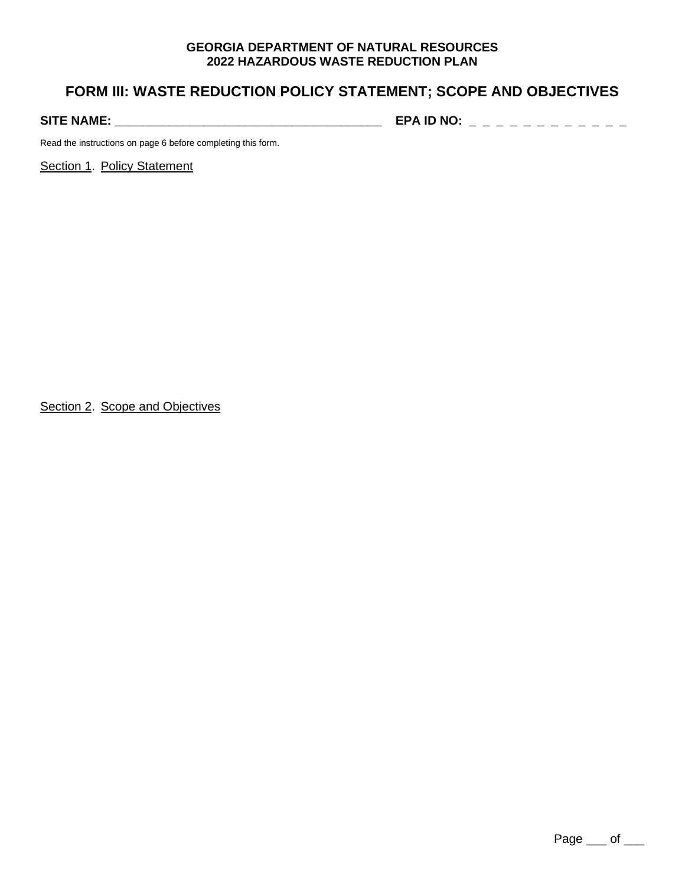**GEORGIA DEPARTMENT OF NATURAL RESOURCES**
**2022 HAZARDOUS WASTE REDUCTION PLAN**

# FORM III: WASTE REDUCTION POLICY STATEMENT; SCOPE AND OBJECTIVES

**SITE NAME:** ________________________________________ **EPA ID NO:** _ _ _ _ _ _ _ _ _ _ _ _

Read the instructions on page 6 before completing this form.

Section 1. Policy Statement

Section 2. Scope and Objectives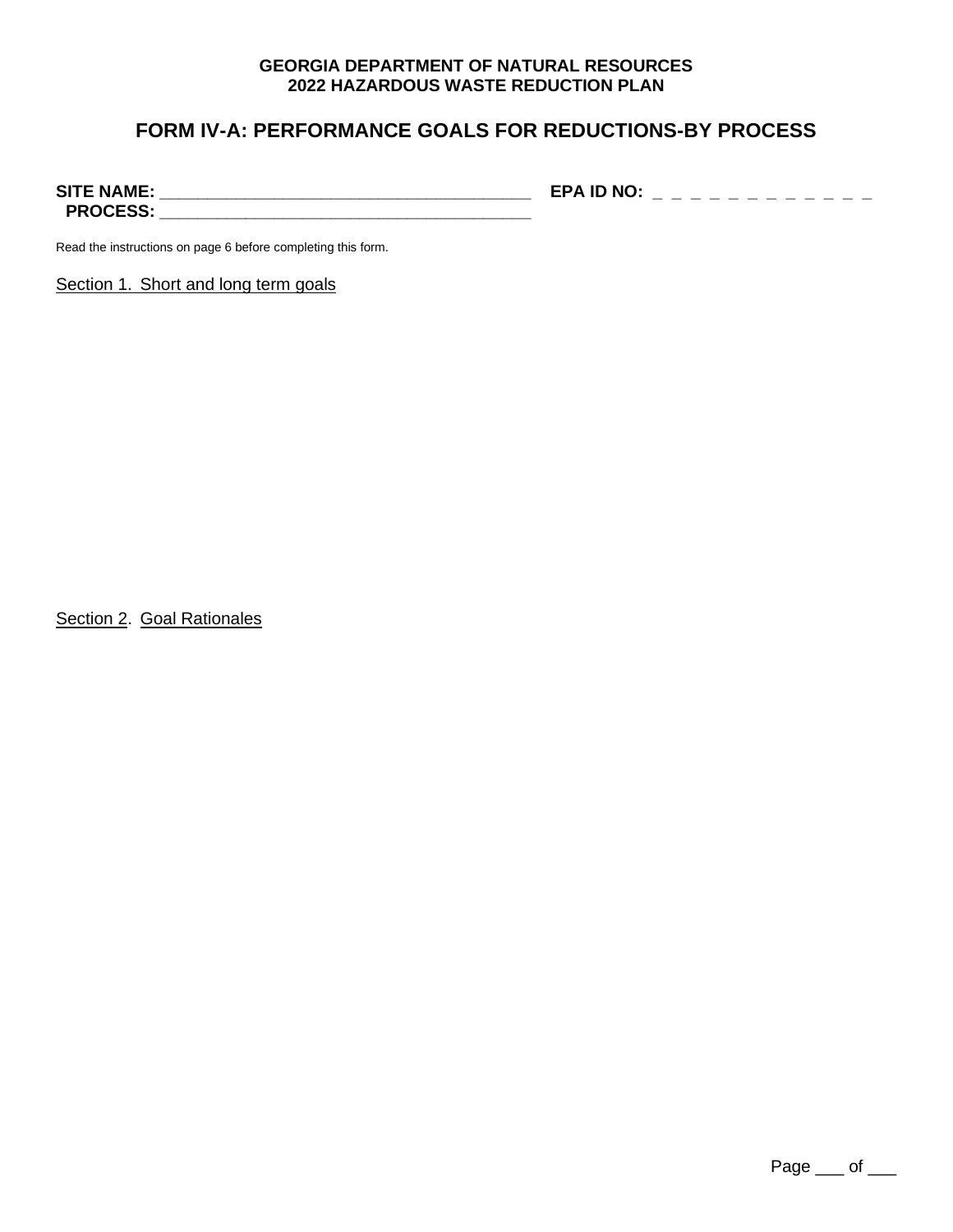**GEORGIA DEPARTMENT OF NATURAL RESOURCES**
**2022 HAZARDOUS WASTE REDUCTION PLAN**

## FORM IV-A: PERFORMANCE GOALS FOR REDUCTIONS-BY PROCESS

**SITE NAME:** ________________________________________ **EPA ID NO:** _ _ _ _ _ _ _ _ _ _ _ _
**PROCESS:** ________________________________________

Read the instructions on page 6 before completing this form.

Section 1. Short and long term goals

Section 2. Goal Rationales

Page ___ of ___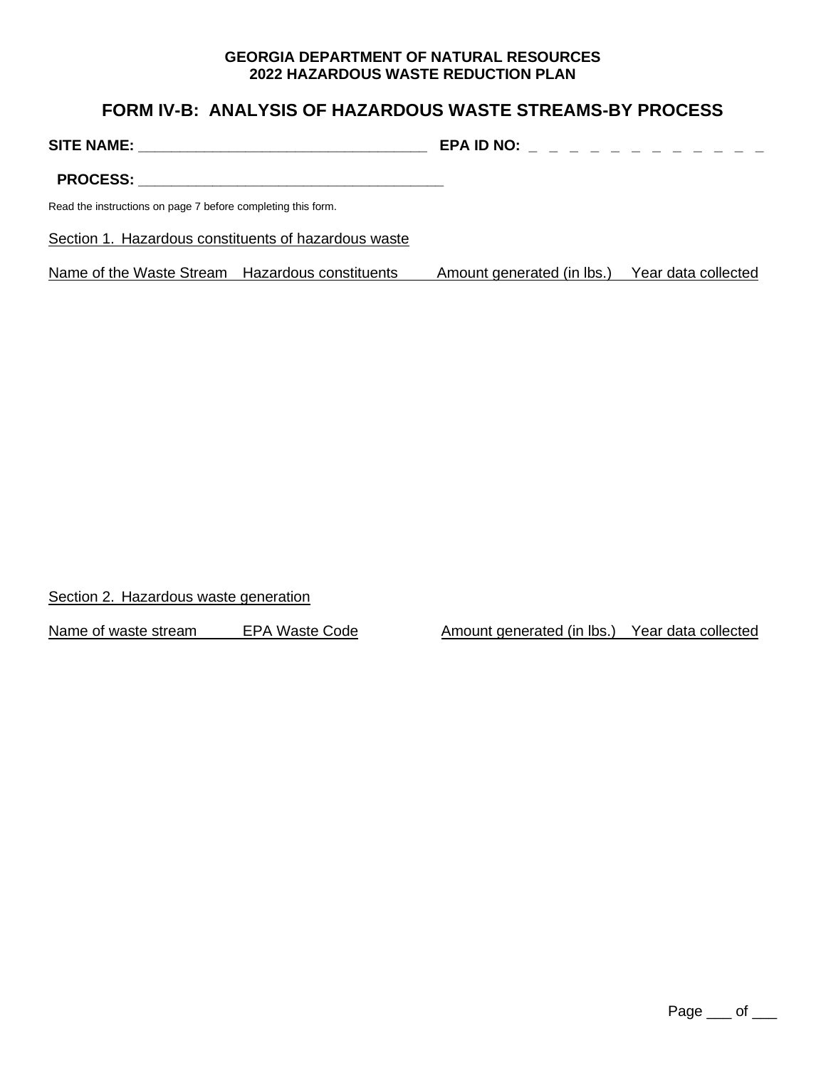**GEORGIA DEPARTMENT OF NATURAL RESOURCES**
**2022 HAZARDOUS WASTE REDUCTION PLAN**

## FORM IV-B: ANALYSIS OF HAZARDOUS WASTE STREAMS-BY PROCESS

**SITE NAME:** ___________________________________ **EPA ID NO:** _ _ _ _ _ _ _ _ _ _ _ _

**PROCESS:** ______________________________________

Read the instructions on page 7 before completing this form.

Section 1. Hazardous constituents of hazardous waste

| Name of the Waste Stream | Hazardous constituents | Amount generated (in lbs.) | Year data collected |
|---|---|---|---|
| | | | |

Section 2. Hazardous waste generation

| Name of waste stream | EPA Waste Code | Amount generated (in lbs.) | Year data collected |
|---|---|---|---|
| | | | |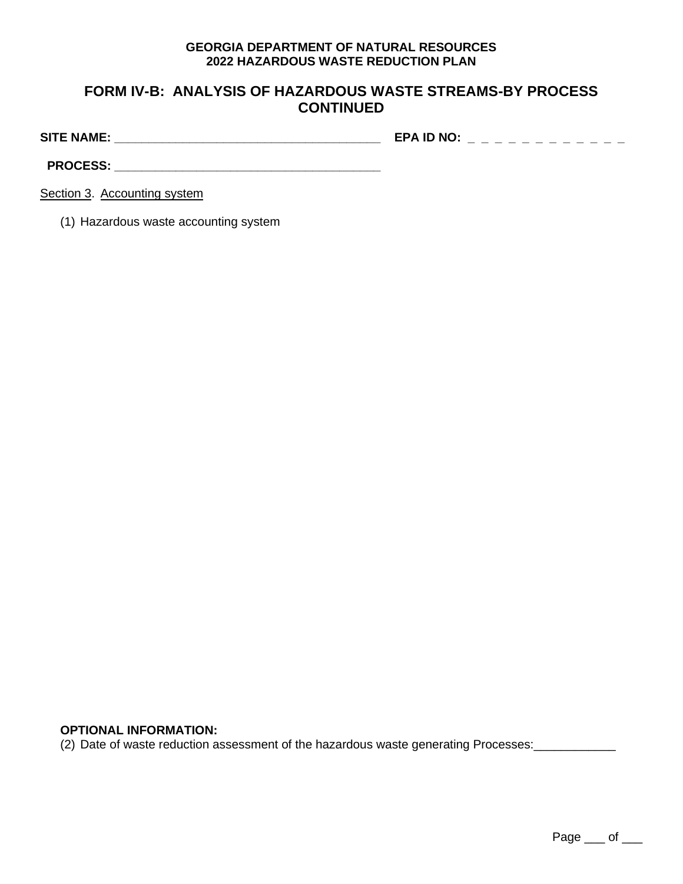**GEORGIA DEPARTMENT OF NATURAL RESOURCES**
**2022 HAZARDOUS WASTE REDUCTION PLAN**

## FORM IV-B: ANALYSIS OF HAZARDOUS WASTE STREAMS-BY PROCESS CONTINUED

**SITE NAME:** _______________________________________ **EPA ID NO:** _ _ _ _ _ _ _ _ _ _ _ _

**PROCESS:** _______________________________________

Section 3. Accounting system

(1) Hazardous waste accounting system

**OPTIONAL INFORMATION:**

(2) Date of waste reduction assessment of the hazardous waste generating Processes:____________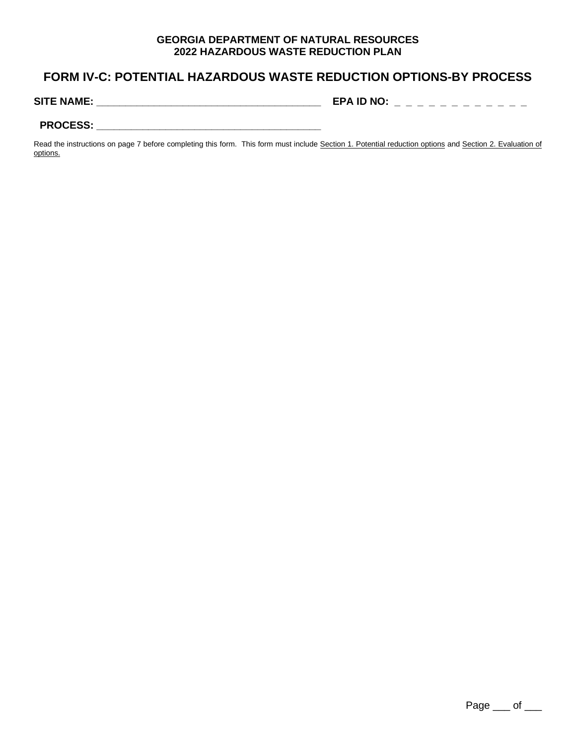**GEORGIA DEPARTMENT OF NATURAL RESOURCES**
**2022 HAZARDOUS WASTE REDUCTION PLAN**

## FORM IV-C: POTENTIAL HAZARDOUS WASTE REDUCTION OPTIONS-BY PROCESS

**SITE NAME:** ________________________________________ **EPA ID NO:** _ _ _ _ _ _ _ _ _ _ _ _

**PROCESS:** ________________________________________

Read the instructions on page 7 before completing this form. This form must include Section 1. Potential reduction options and Section 2. Evaluation of options.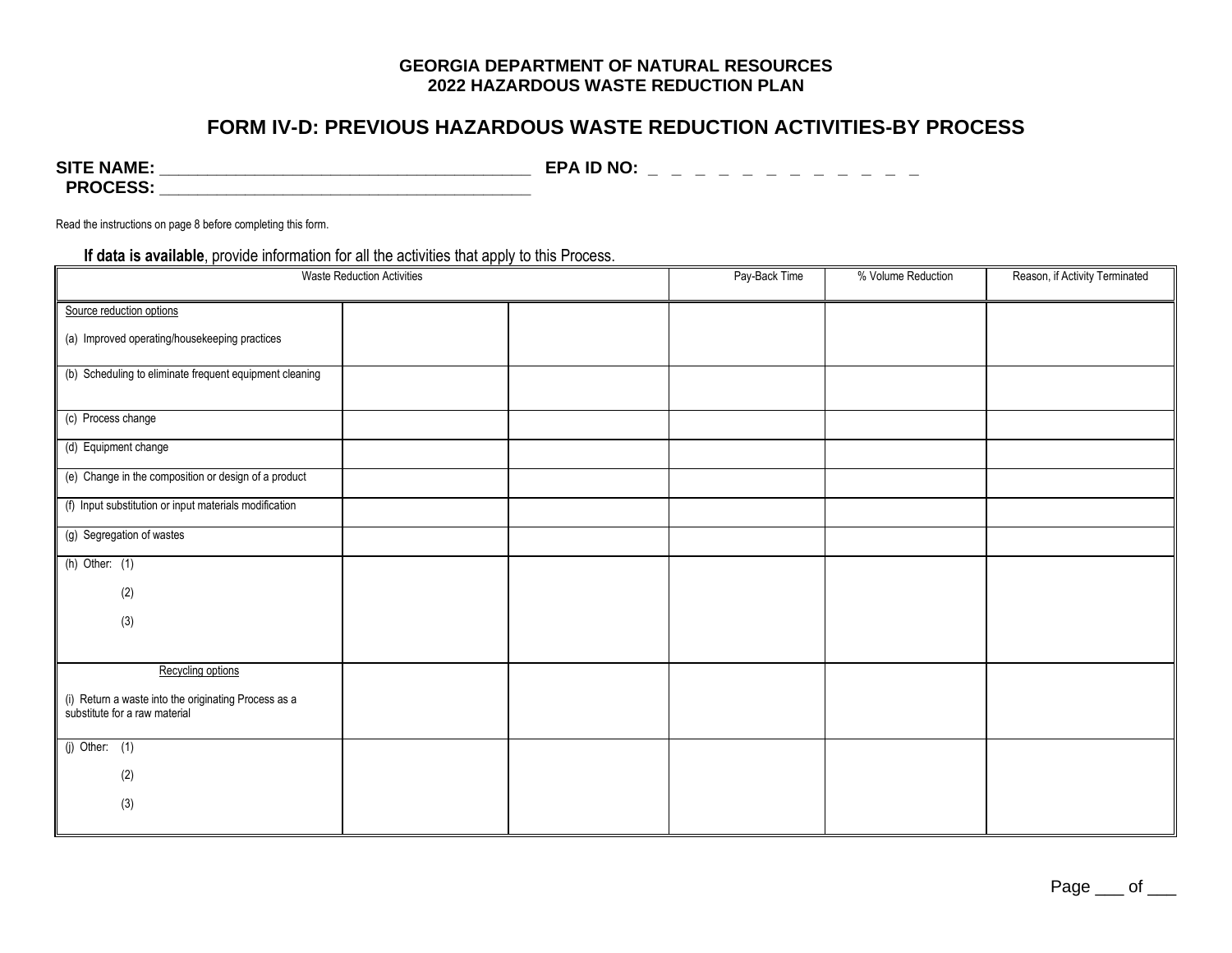**GEORGIA DEPARTMENT OF NATURAL RESOURCES**
**2022 HAZARDOUS WASTE REDUCTION PLAN**

# FORM IV-D: PREVIOUS HAZARDOUS WASTE REDUCTION ACTIVITIES-BY PROCESS

**SITE NAME:** ________________________________________ **EPA ID NO:** _ _ _ _ _ _ _ _ _ _ _ _

**PROCESS:** ________________________________________

Read the instructions on page 8 before completing this form.

**If data is available**, provide information for all the activities that apply to this Process.

| Waste Reduction Activities | | | Pay-Back Time | % Volume Reduction | Reason, if Activity Terminated |
|---|---|---|---|---|---|
| Source reduction options<br><br>(a) Improved operating/housekeeping practices | | | | | |
| (b) Scheduling to eliminate frequent equipment cleaning | | | | | |
| (c) Process change | | | | | |
| (d) Equipment change | | | | | |
| (e) Change in the composition or design of a product | | | | | |
| (f) Input substitution or input materials modification | | | | | |
| (g) Segregation of wastes | | | | | |
| (h) Other: (1)<br>(2)<br>(3) | | | | | |
| Recycling options<br><br>(i) Return a waste into the originating Process as a substitute for a raw material | | | | | |
| (j) Other: (1)<br>(2)<br>(3) | | | | | |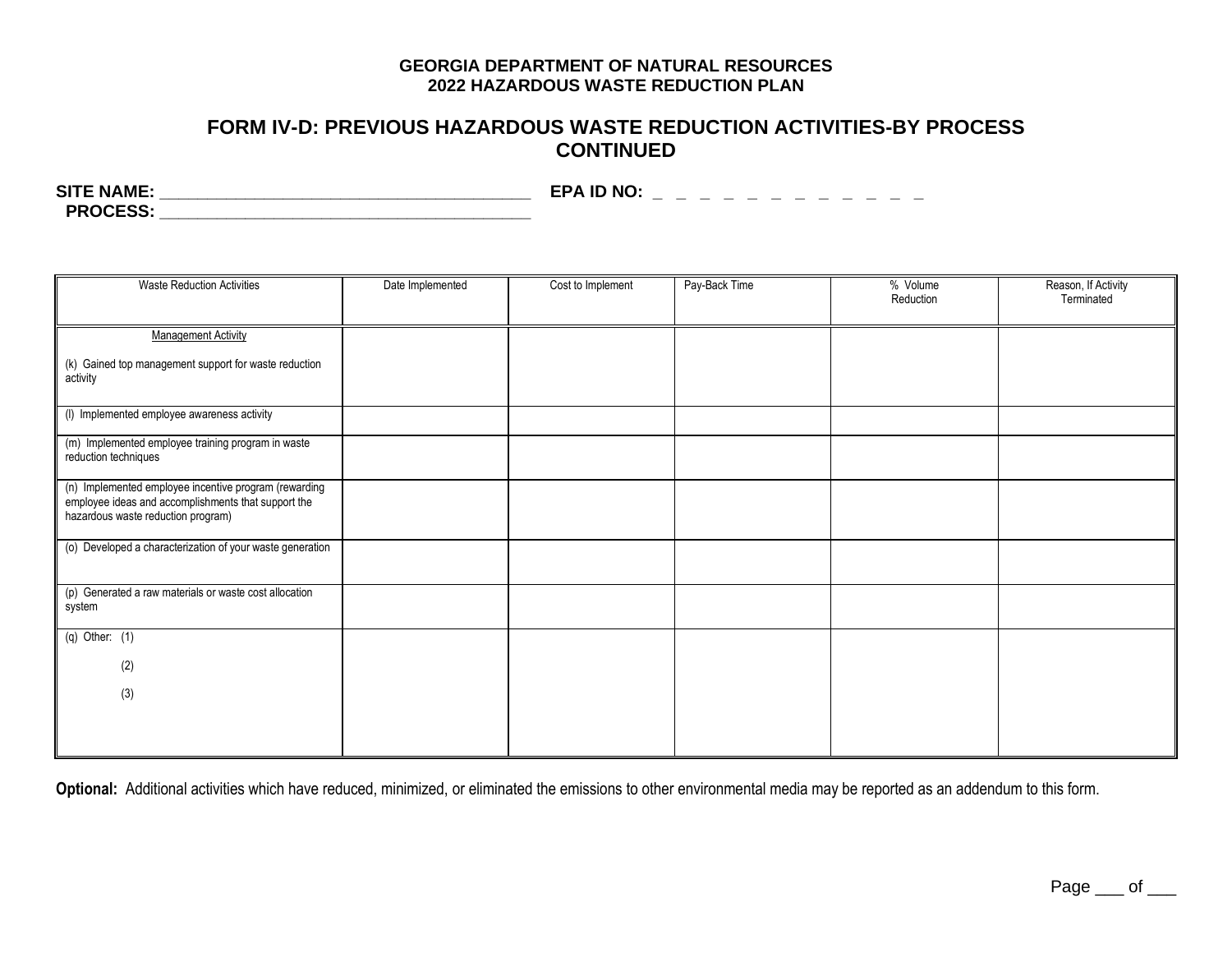**GEORGIA DEPARTMENT OF NATURAL RESOURCES**
**2022 HAZARDOUS WASTE REDUCTION PLAN**

# FORM IV-D: PREVIOUS HAZARDOUS WASTE REDUCTION ACTIVITIES-BY PROCESS CONTINUED

**SITE NAME:** ________________________________________ **EPA ID NO:** _ _ _ _ _ _ _ _ _ _ _ _

**PROCESS:** ________________________________________

| Waste Reduction Activities | Date Implemented | Cost to Implement | Pay-Back Time | % Volume Reduction | Reason, If Activity Terminated |
|---|---|---|---|---|---|
| Management Activity<br><br>(k) Gained top management support for waste reduction activity | | | | | |
| (l) Implemented employee awareness activity | | | | | |
| (m) Implemented employee training program in waste reduction techniques | | | | | |
| (n) Implemented employee incentive program (rewarding employee ideas and accomplishments that support the hazardous waste reduction program) | | | | | |
| (o) Developed a characterization of your waste generation | | | | | |
| (p) Generated a raw materials or waste cost allocation system | | | | | |
| (q) Other: (1)<br><br>(2)<br><br>(3) | | | | | |

**Optional:** Additional activities which have reduced, minimized, or eliminated the emissions to other environmental media may be reported as an addendum to this form.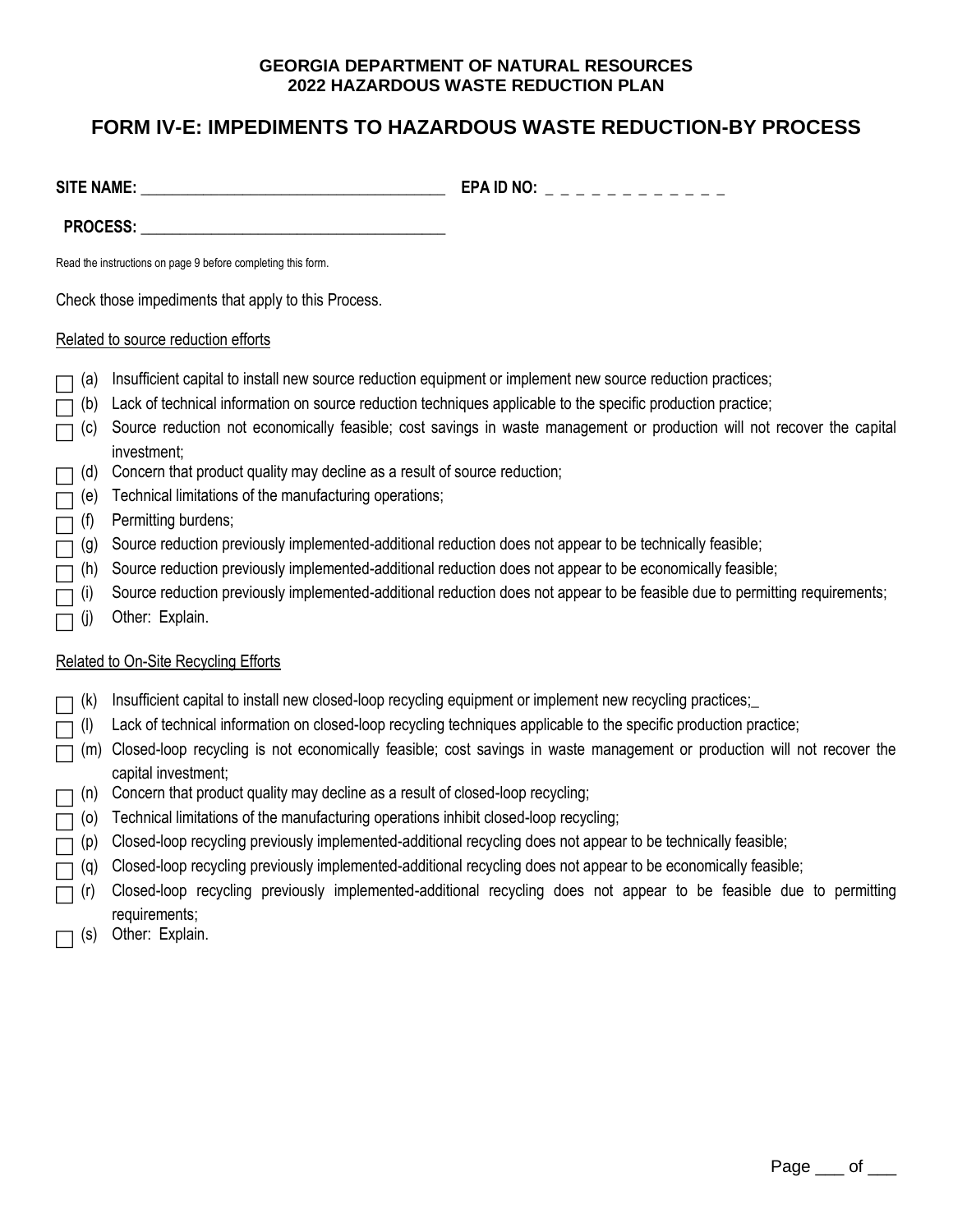**GEORGIA DEPARTMENT OF NATURAL RESOURCES**
**2022 HAZARDOUS WASTE REDUCTION PLAN**

# FORM IV-E: IMPEDIMENTS TO HAZARDOUS WASTE REDUCTION-BY PROCESS

**SITE NAME:** ______________________________________ **EPA ID NO:** _ _ _ _ _ _ _ _ _ _ _ _

**PROCESS:** ______________________________________

Read the instructions on page 9 before completing this form.

Check those impediments that apply to this Process.

Related to source reduction efforts

- ☐ (a) Insufficient capital to install new source reduction equipment or implement new source reduction practices;
- ☐ (b) Lack of technical information on source reduction techniques applicable to the specific production practice;
- ☐ (c) Source reduction not economically feasible; cost savings in waste management or production will not recover the capital investment;
- ☐ (d) Concern that product quality may decline as a result of source reduction;
- ☐ (e) Technical limitations of the manufacturing operations;
- ☐ (f) Permitting burdens;
- ☐ (g) Source reduction previously implemented-additional reduction does not appear to be technically feasible;
- ☐ (h) Source reduction previously implemented-additional reduction does not appear to be economically feasible;
- ☐ (i) Source reduction previously implemented-additional reduction does not appear to be feasible due to permitting requirements;
- ☐ (j) Other: Explain.

Related to On-Site Recycling Efforts

- ☐ (k) Insufficient capital to install new closed-loop recycling equipment or implement new recycling practices;_
- ☐ (l) Lack of technical information on closed-loop recycling techniques applicable to the specific production practice;
- ☐ (m) Closed-loop recycling is not economically feasible; cost savings in waste management or production will not recover the capital investment;
- ☐ (n) Concern that product quality may decline as a result of closed-loop recycling;
- ☐ (o) Technical limitations of the manufacturing operations inhibit closed-loop recycling;
- ☐ (p) Closed-loop recycling previously implemented-additional recycling does not appear to be technically feasible;
- ☐ (q) Closed-loop recycling previously implemented-additional recycling does not appear to be economically feasible;
- ☐ (r) Closed-loop recycling previously implemented-additional recycling does not appear to be feasible due to permitting requirements;
- ☐ (s) Other: Explain.

Page ___ of ___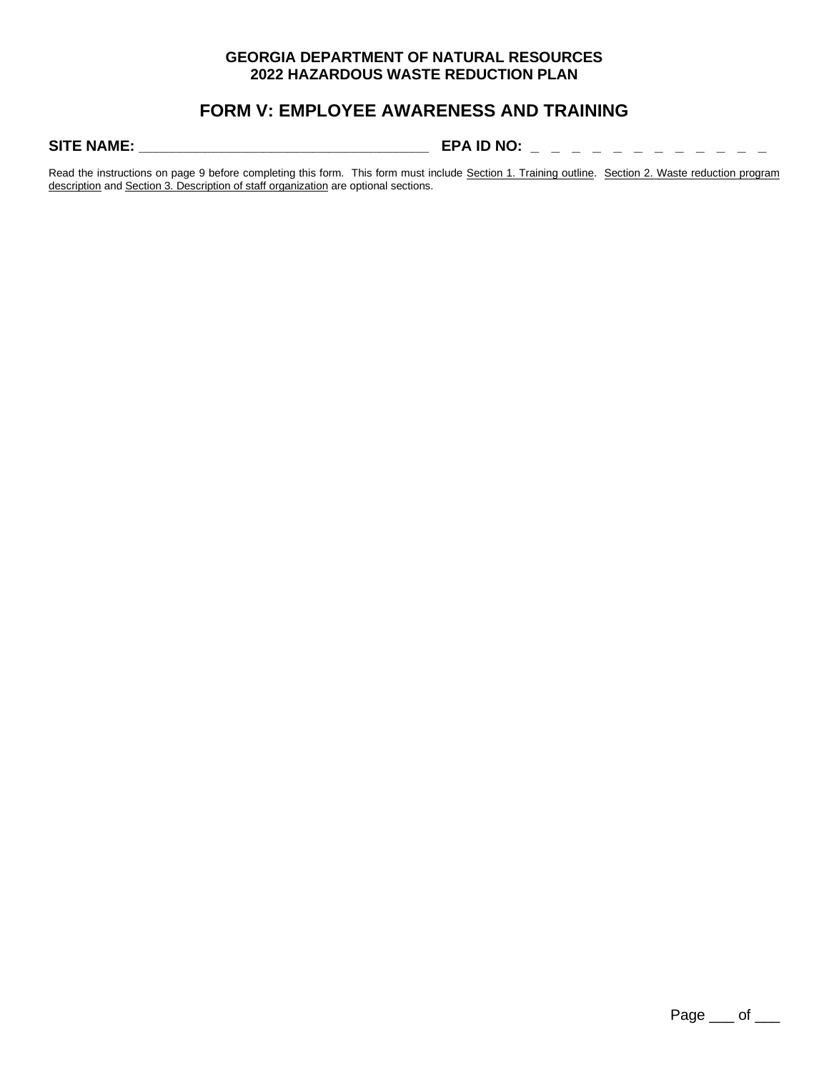**GEORGIA DEPARTMENT OF NATURAL RESOURCES**
**2022 HAZARDOUS WASTE REDUCTION PLAN**

# FORM V: EMPLOYEE AWARENESS AND TRAINING

**SITE NAME:** ___________________________________ **EPA ID NO:** _ _ _ _ _ _ _ _ _ _ _ _

Read the instructions on page 9 before completing this form. This form must include Section 1. Training outline. Section 2. Waste reduction program description and Section 3. Description of staff organization are optional sections.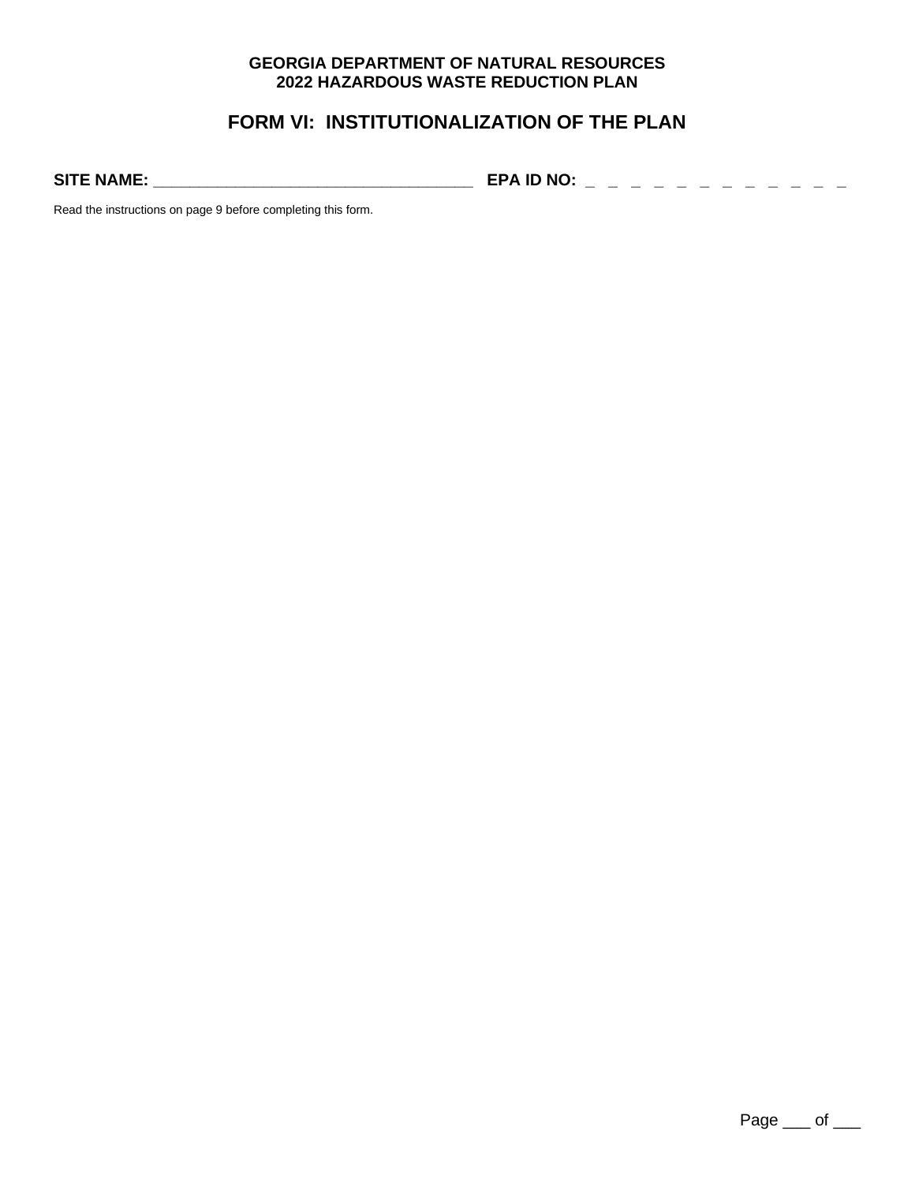**GEORGIA DEPARTMENT OF NATURAL RESOURCES**
**2022 HAZARDOUS WASTE REDUCTION PLAN**

# FORM VI: INSTITUTIONALIZATION OF THE PLAN

**SITE NAME:** ____________________________________ **EPA ID NO:** _ _ _ _ _ _ _ _ _ _ _ _

Read the instructions on page 9 before completing this form.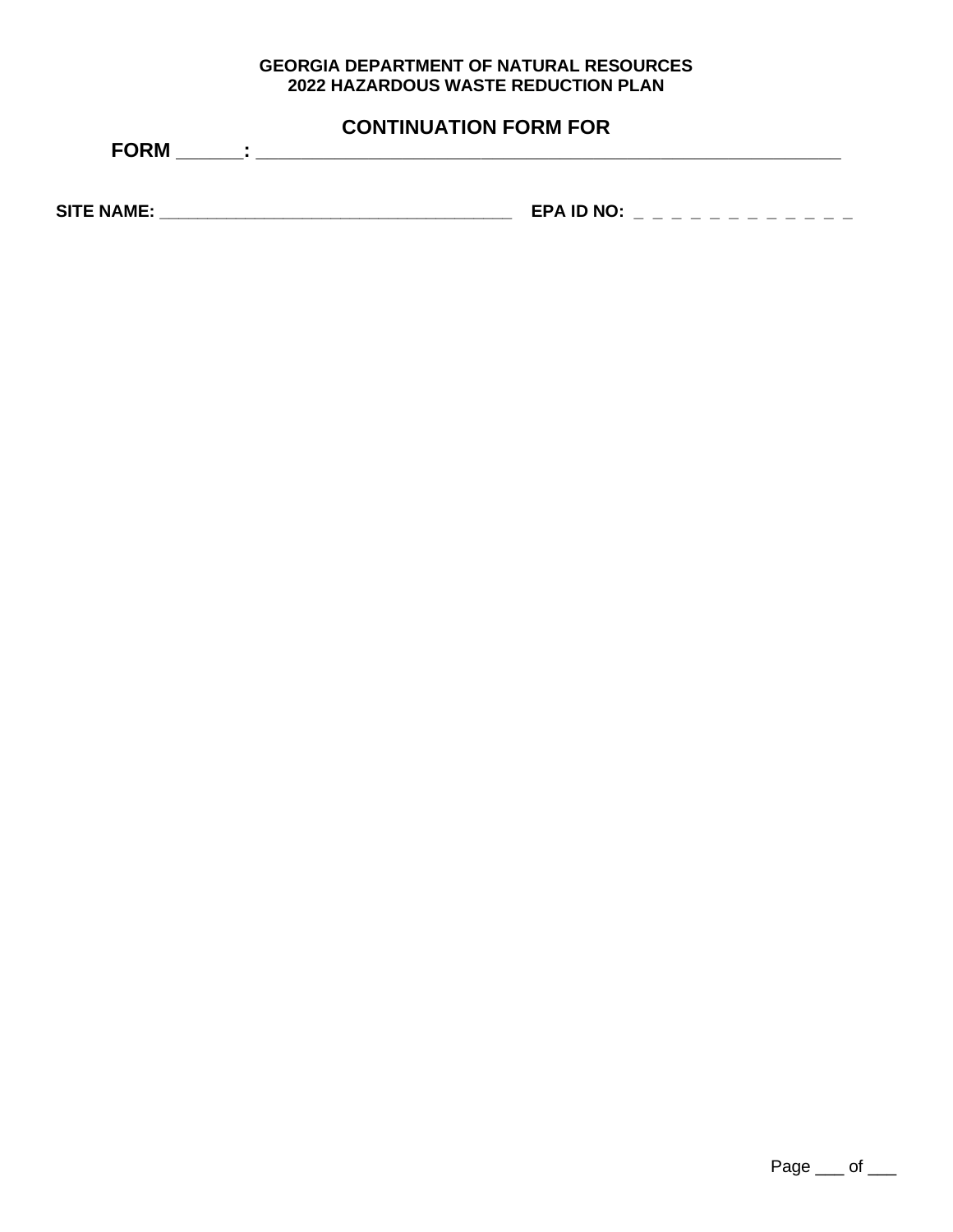**GEORGIA DEPARTMENT OF NATURAL RESOURCES**
**2022 HAZARDOUS WASTE REDUCTION PLAN**

## CONTINUATION FORM FOR

**FORM ______: ____________________________________________________________**

**SITE NAME: ______________________________________** **EPA ID NO: _ _ _ _ _ _ _ _ _ _ _ _**